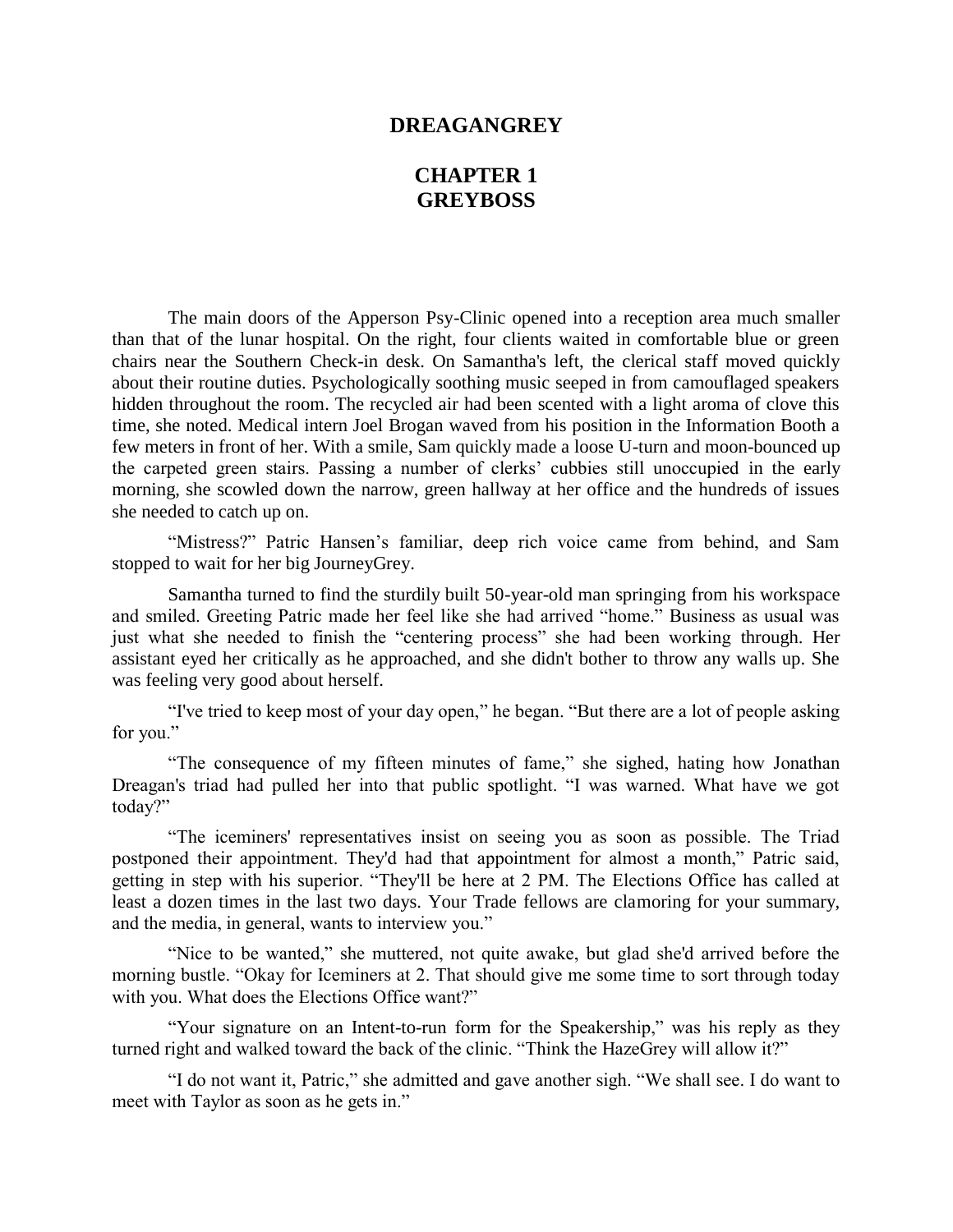# DREAGANGREY

## CHAPTER 1
## GREYBOSS

The main doors of the Apperson Psy-Clinic opened into a reception area much smaller than that of the lunar hospital. On the right, four clients waited in comfortable blue or green chairs near the Southern Check-in desk. On Samantha's left, the clerical staff moved quickly about their routine duties. Psychologically soothing music seeped in from camouflaged speakers hidden throughout the room. The recycled air had been scented with a light aroma of clove this time, she noted. Medical intern Joel Brogan waved from his position in the Information Booth a few meters in front of her. With a smile, Sam quickly made a loose U-turn and moon-bounced up the carpeted green stairs. Passing a number of clerks' cubbies still unoccupied in the early morning, she scowled down the narrow, green hallway at her office and the hundreds of issues she needed to catch up on.

"Mistress?" Patric Hansen's familiar, deep rich voice came from behind, and Sam stopped to wait for her big JourneyGrey.

Samantha turned to find the sturdily built 50-year-old man springing from his workspace and smiled. Greeting Patric made her feel like she had arrived "home." Business as usual was just what she needed to finish the "centering process" she had been working through. Her assistant eyed her critically as he approached, and she didn't bother to throw any walls up. She was feeling very good about herself.

"I've tried to keep most of your day open," he began. "But there are a lot of people asking for you."

"The consequence of my fifteen minutes of fame," she sighed, hating how Jonathan Dreagan's triad had pulled her into that public spotlight. "I was warned. What have we got today?"

"The iceminers' representatives insist on seeing you as soon as possible. The Triad postponed their appointment. They'd had that appointment for almost a month," Patric said, getting in step with his superior. "They'll be here at 2 PM. The Elections Office has called at least a dozen times in the last two days. Your Trade fellows are clamoring for your summary, and the media, in general, wants to interview you."

"Nice to be wanted," she muttered, not quite awake, but glad she'd arrived before the morning bustle. "Okay for Iceminers at 2. That should give me some time to sort through today with you. What does the Elections Office want?"

"Your signature on an Intent-to-run form for the Speakership," was his reply as they turned right and walked toward the back of the clinic. "Think the HazeGrey will allow it?"

"I do not want it, Patric," she admitted and gave another sigh. "We shall see. I do want to meet with Taylor as soon as he gets in."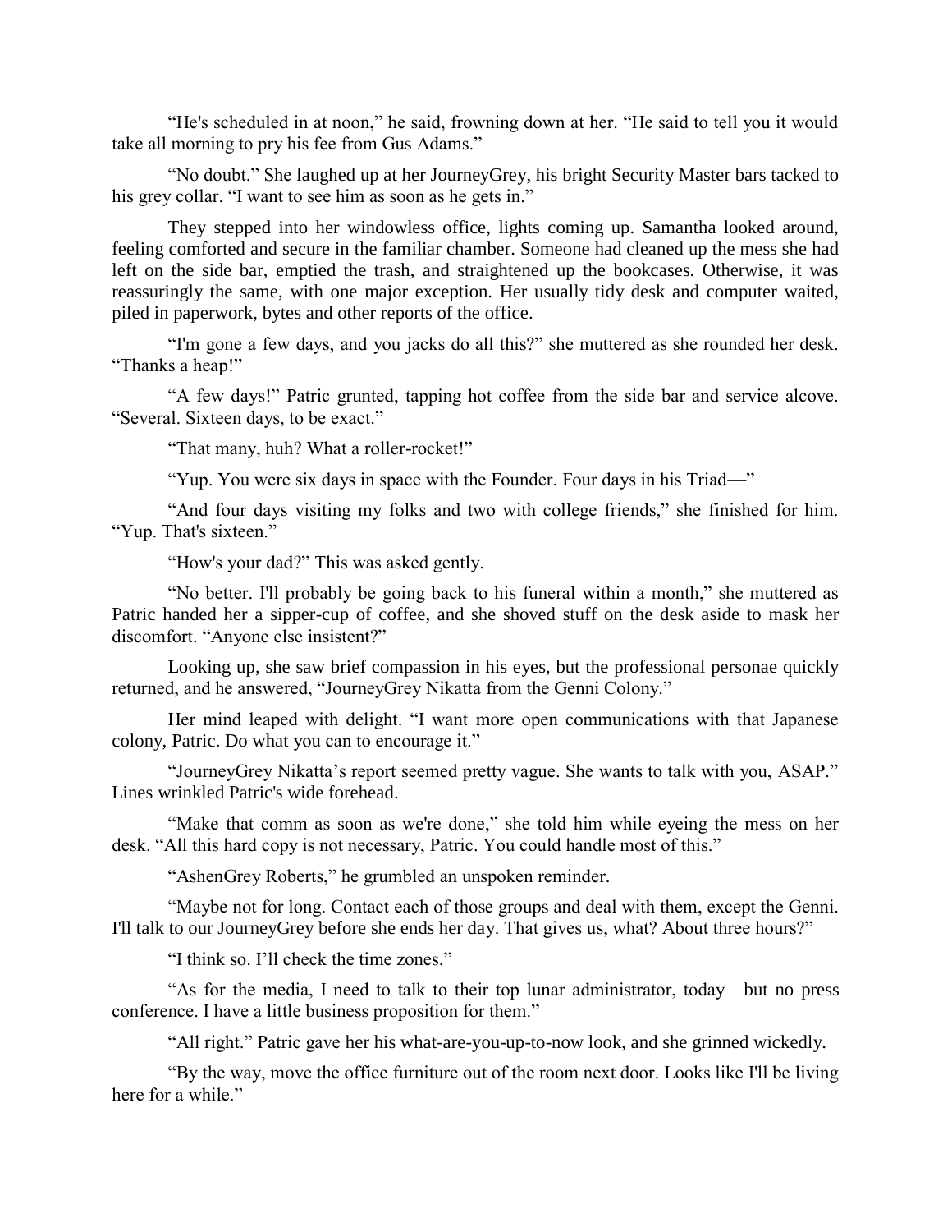"He's scheduled in at noon," he said, frowning down at her. "He said to tell you it would take all morning to pry his fee from Gus Adams."

"No doubt." She laughed up at her JourneyGrey, his bright Security Master bars tacked to his grey collar. "I want to see him as soon as he gets in."

They stepped into her windowless office, lights coming up. Samantha looked around, feeling comforted and secure in the familiar chamber. Someone had cleaned up the mess she had left on the side bar, emptied the trash, and straightened up the bookcases. Otherwise, it was reassuringly the same, with one major exception. Her usually tidy desk and computer waited, piled in paperwork, bytes and other reports of the office.

"I'm gone a few days, and you jacks do all this?" she muttered as she rounded her desk. "Thanks a heap!"

"A few days!" Patric grunted, tapping hot coffee from the side bar and service alcove. "Several. Sixteen days, to be exact."

"That many, huh? What a roller-rocket!"

"Yup. You were six days in space with the Founder. Four days in his Triad—"

"And four days visiting my folks and two with college friends," she finished for him. "Yup. That's sixteen."

"How's your dad?" This was asked gently.

"No better. I'll probably be going back to his funeral within a month," she muttered as Patric handed her a sipper-cup of coffee, and she shoved stuff on the desk aside to mask her discomfort. "Anyone else insistent?"

Looking up, she saw brief compassion in his eyes, but the professional personae quickly returned, and he answered, "JourneyGrey Nikatta from the Genni Colony."

Her mind leaped with delight. "I want more open communications with that Japanese colony, Patric. Do what you can to encourage it."

"JourneyGrey Nikatta's report seemed pretty vague. She wants to talk with you, ASAP." Lines wrinkled Patric's wide forehead.

"Make that comm as soon as we're done," she told him while eyeing the mess on her desk. "All this hard copy is not necessary, Patric. You could handle most of this."

"AshenGrey Roberts," he grumbled an unspoken reminder.

"Maybe not for long. Contact each of those groups and deal with them, except the Genni. I'll talk to our JourneyGrey before she ends her day. That gives us, what? About three hours?"

"I think so. I'll check the time zones."

"As for the media, I need to talk to their top lunar administrator, today—but no press conference. I have a little business proposition for them."

"All right." Patric gave her his what-are-you-up-to-now look, and she grinned wickedly.

"By the way, move the office furniture out of the room next door. Looks like I'll be living here for a while."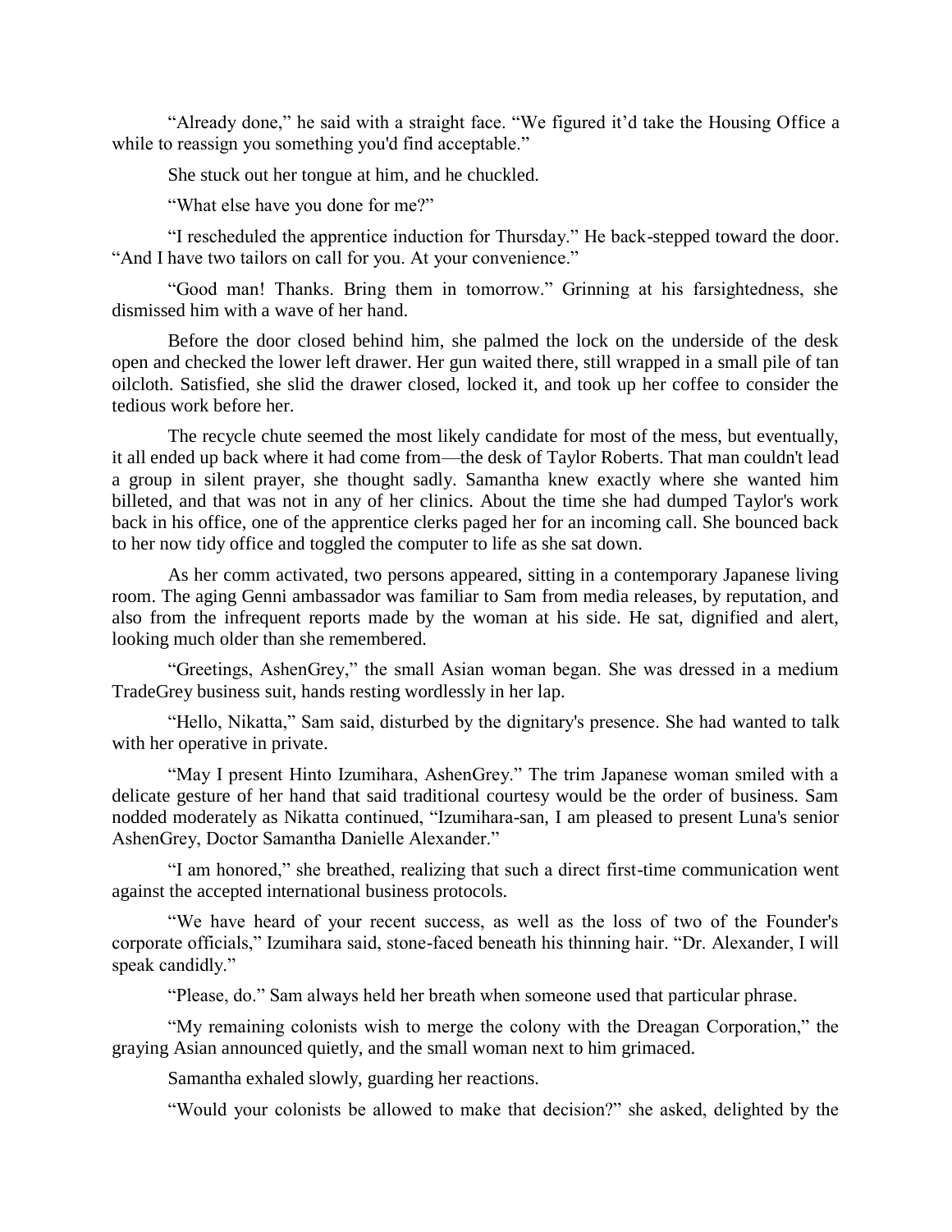“Already done,” he said with a straight face. “We figured it’d take the Housing Office a while to reassign you something you'd find acceptable.”

She stuck out her tongue at him, and he chuckled.

“What else have you done for me?”

“I rescheduled the apprentice induction for Thursday.” He back-stepped toward the door. “And I have two tailors on call for you. At your convenience.”

“Good man! Thanks. Bring them in tomorrow.” Grinning at his farsightedness, she dismissed him with a wave of her hand.

Before the door closed behind him, she palmed the lock on the underside of the desk open and checked the lower left drawer. Her gun waited there, still wrapped in a small pile of tan oilcloth. Satisfied, she slid the drawer closed, locked it, and took up her coffee to consider the tedious work before her.

The recycle chute seemed the most likely candidate for most of the mess, but eventually, it all ended up back where it had come from—the desk of Taylor Roberts. That man couldn't lead a group in silent prayer, she thought sadly. Samantha knew exactly where she wanted him billeted, and that was not in any of her clinics. About the time she had dumped Taylor's work back in his office, one of the apprentice clerks paged her for an incoming call. She bounced back to her now tidy office and toggled the computer to life as she sat down.

As her comm activated, two persons appeared, sitting in a contemporary Japanese living room. The aging Genni ambassador was familiar to Sam from media releases, by reputation, and also from the infrequent reports made by the woman at his side. He sat, dignified and alert, looking much older than she remembered.

“Greetings, AshenGrey,” the small Asian woman began. She was dressed in a medium TradeGrey business suit, hands resting wordlessly in her lap.

“Hello, Nikatta,” Sam said, disturbed by the dignitary's presence. She had wanted to talk with her operative in private.

“May I present Hinto Izumihara, AshenGrey.” The trim Japanese woman smiled with a delicate gesture of her hand that said traditional courtesy would be the order of business. Sam nodded moderately as Nikatta continued, “Izumihara-san, I am pleased to present Luna's senior AshenGrey, Doctor Samantha Danielle Alexander.”

“I am honored,” she breathed, realizing that such a direct first-time communication went against the accepted international business protocols.

“We have heard of your recent success, as well as the loss of two of the Founder's corporate officials,” Izumihara said, stone-faced beneath his thinning hair. “Dr. Alexander, I will speak candidly.”

“Please, do.” Sam always held her breath when someone used that particular phrase.

“My remaining colonists wish to merge the colony with the Dreagan Corporation,” the graying Asian announced quietly, and the small woman next to him grimaced.

Samantha exhaled slowly, guarding her reactions.

“Would your colonists be allowed to make that decision?” she asked, delighted by the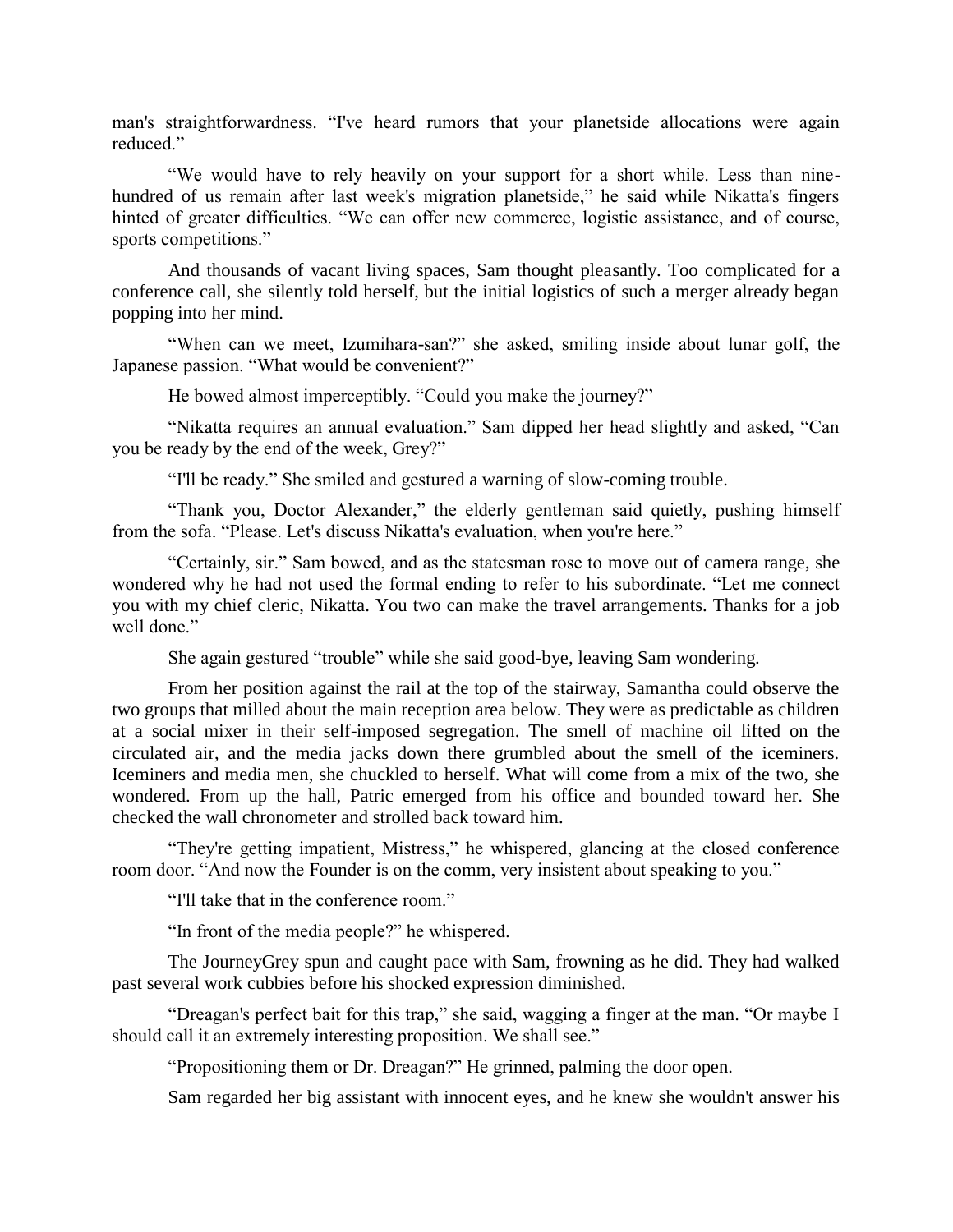man's straightforwardness. "I've heard rumors that your planetside allocations were again reduced."

"We would have to rely heavily on your support for a short while. Less than nine-hundred of us remain after last week's migration planetside," he said while Nikatta's fingers hinted of greater difficulties. "We can offer new commerce, logistic assistance, and of course, sports competitions."

And thousands of vacant living spaces, Sam thought pleasantly. Too complicated for a conference call, she silently told herself, but the initial logistics of such a merger already began popping into her mind.

"When can we meet, Izumihara-san?" she asked, smiling inside about lunar golf, the Japanese passion. "What would be convenient?"

He bowed almost imperceptibly. "Could you make the journey?"

"Nikatta requires an annual evaluation." Sam dipped her head slightly and asked, "Can you be ready by the end of the week, Grey?"

"I'll be ready." She smiled and gestured a warning of slow-coming trouble.

"Thank you, Doctor Alexander," the elderly gentleman said quietly, pushing himself from the sofa. "Please. Let's discuss Nikatta's evaluation, when you're here."

"Certainly, sir." Sam bowed, and as the statesman rose to move out of camera range, she wondered why he had not used the formal ending to refer to his subordinate. "Let me connect you with my chief cleric, Nikatta. You two can make the travel arrangements. Thanks for a job well done."

She again gestured "trouble" while she said good-bye, leaving Sam wondering.

From her position against the rail at the top of the stairway, Samantha could observe the two groups that milled about the main reception area below. They were as predictable as children at a social mixer in their self-imposed segregation. The smell of machine oil lifted on the circulated air, and the media jacks down there grumbled about the smell of the iceminers. Iceminers and media men, she chuckled to herself. What will come from a mix of the two, she wondered. From up the hall, Patric emerged from his office and bounded toward her. She checked the wall chronometer and strolled back toward him.

"They're getting impatient, Mistress," he whispered, glancing at the closed conference room door. "And now the Founder is on the comm, very insistent about speaking to you."

"I'll take that in the conference room."

"In front of the media people?" he whispered.

The JourneyGrey spun and caught pace with Sam, frowning as he did. They had walked past several work cubbies before his shocked expression diminished.

"Dreagan's perfect bait for this trap," she said, wagging a finger at the man. "Or maybe I should call it an extremely interesting proposition. We shall see."

"Propositioning them or Dr. Dreagan?" He grinned, palming the door open.

Sam regarded her big assistant with innocent eyes, and he knew she wouldn't answer his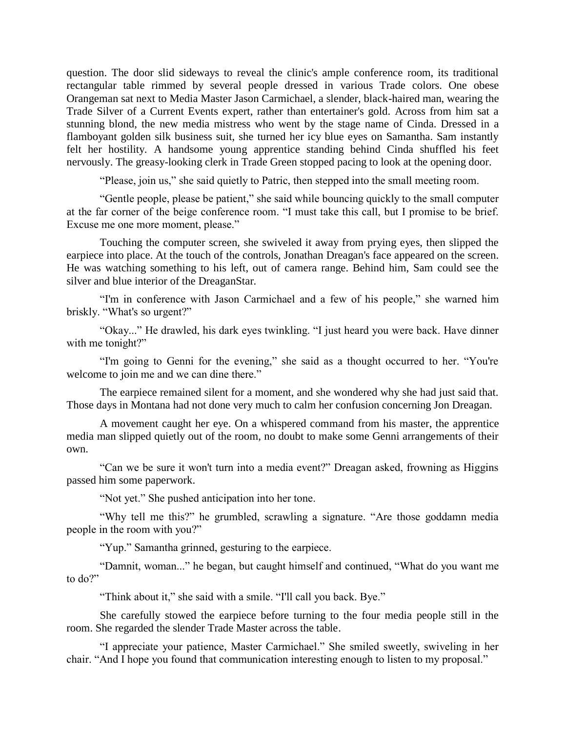question. The door slid sideways to reveal the clinic's ample conference room, its traditional rectangular table rimmed by several people dressed in various Trade colors. One obese Orangeman sat next to Media Master Jason Carmichael, a slender, black-haired man, wearing the Trade Silver of a Current Events expert, rather than entertainer's gold. Across from him sat a stunning blond, the new media mistress who went by the stage name of Cinda. Dressed in a flamboyant golden silk business suit, she turned her icy blue eyes on Samantha. Sam instantly felt her hostility. A handsome young apprentice standing behind Cinda shuffled his feet nervously. The greasy-looking clerk in Trade Green stopped pacing to look at the opening door.

"Please, join us," she said quietly to Patric, then stepped into the small meeting room.

"Gentle people, please be patient," she said while bouncing quickly to the small computer at the far corner of the beige conference room. "I must take this call, but I promise to be brief. Excuse me one more moment, please."

Touching the computer screen, she swiveled it away from prying eyes, then slipped the earpiece into place. At the touch of the controls, Jonathan Dreagan's face appeared on the screen. He was watching something to his left, out of camera range. Behind him, Sam could see the silver and blue interior of the DreaganStar.

"I'm in conference with Jason Carmichael and a few of his people," she warned him briskly. "What's so urgent?"

"Okay..." He drawled, his dark eyes twinkling. "I just heard you were back. Have dinner with me tonight?"

"I'm going to Genni for the evening," she said as a thought occurred to her. "You're welcome to join me and we can dine there."

The earpiece remained silent for a moment, and she wondered why she had just said that. Those days in Montana had not done very much to calm her confusion concerning Jon Dreagan.

A movement caught her eye. On a whispered command from his master, the apprentice media man slipped quietly out of the room, no doubt to make some Genni arrangements of their own.

"Can we be sure it won't turn into a media event?" Dreagan asked, frowning as Higgins passed him some paperwork.

"Not yet." She pushed anticipation into her tone.

"Why tell me this?" he grumbled, scrawling a signature. "Are those goddamn media people in the room with you?"

"Yup." Samantha grinned, gesturing to the earpiece.

"Damnit, woman..." he began, but caught himself and continued, "What do you want me to do?"

"Think about it," she said with a smile. "I'll call you back. Bye."

She carefully stowed the earpiece before turning to the four media people still in the room. She regarded the slender Trade Master across the table.

"I appreciate your patience, Master Carmichael." She smiled sweetly, swiveling in her chair. "And I hope you found that communication interesting enough to listen to my proposal."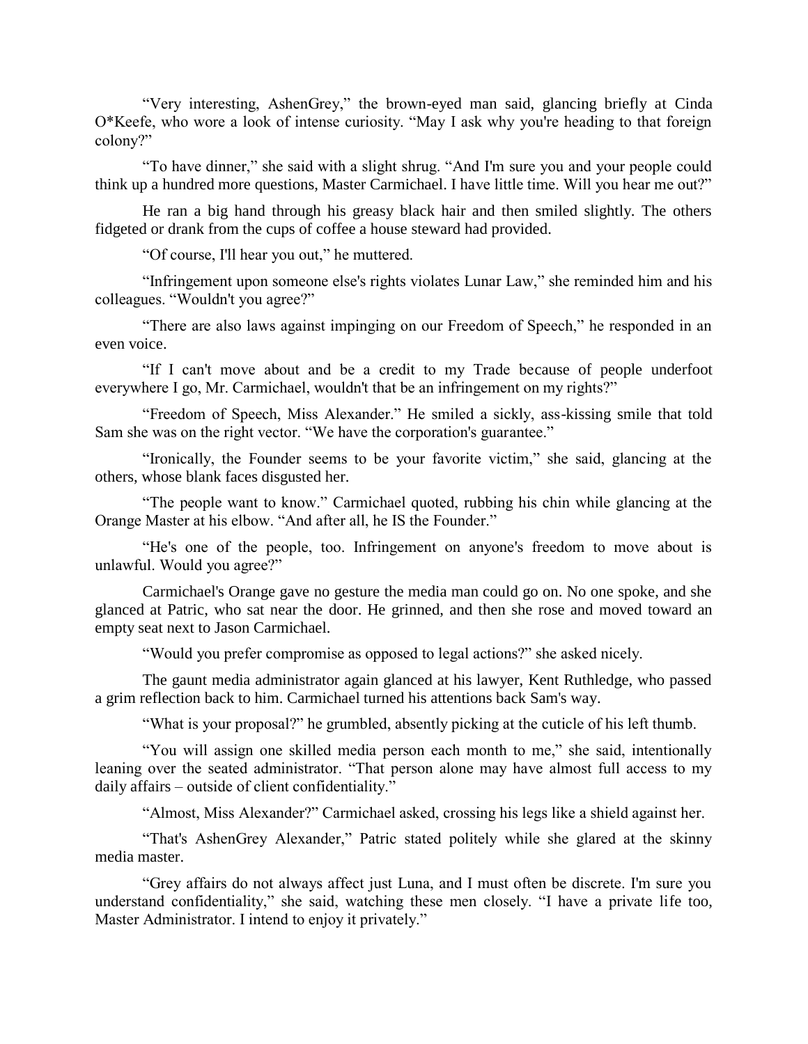"Very interesting, AshenGrey," the brown-eyed man said, glancing briefly at Cinda O*Keefe, who wore a look of intense curiosity. "May I ask why you're heading to that foreign colony?"

"To have dinner," she said with a slight shrug. "And I'm sure you and your people could think up a hundred more questions, Master Carmichael. I have little time. Will you hear me out?"

He ran a big hand through his greasy black hair and then smiled slightly. The others fidgeted or drank from the cups of coffee a house steward had provided.

"Of course, I'll hear you out," he muttered.

"Infringement upon someone else's rights violates Lunar Law," she reminded him and his colleagues. "Wouldn't you agree?"

"There are also laws against impinging on our Freedom of Speech," he responded in an even voice.

"If I can't move about and be a credit to my Trade because of people underfoot everywhere I go, Mr. Carmichael, wouldn't that be an infringement on my rights?"

"Freedom of Speech, Miss Alexander." He smiled a sickly, ass-kissing smile that told Sam she was on the right vector. "We have the corporation's guarantee."

"Ironically, the Founder seems to be your favorite victim," she said, glancing at the others, whose blank faces disgusted her.

"The people want to know." Carmichael quoted, rubbing his chin while glancing at the Orange Master at his elbow. "And after all, he IS the Founder."

"He's one of the people, too. Infringement on anyone's freedom to move about is unlawful. Would you agree?"

Carmichael's Orange gave no gesture the media man could go on. No one spoke, and she glanced at Patric, who sat near the door. He grinned, and then she rose and moved toward an empty seat next to Jason Carmichael.

"Would you prefer compromise as opposed to legal actions?" she asked nicely.

The gaunt media administrator again glanced at his lawyer, Kent Ruthledge, who passed a grim reflection back to him. Carmichael turned his attentions back Sam's way.

"What is your proposal?" he grumbled, absently picking at the cuticle of his left thumb.

"You will assign one skilled media person each month to me," she said, intentionally leaning over the seated administrator. "That person alone may have almost full access to my daily affairs – outside of client confidentiality."

"Almost, Miss Alexander?" Carmichael asked, crossing his legs like a shield against her.

"That's AshenGrey Alexander," Patric stated politely while she glared at the skinny media master.

"Grey affairs do not always affect just Luna, and I must often be discrete. I'm sure you understand confidentiality," she said, watching these men closely. "I have a private life too, Master Administrator. I intend to enjoy it privately."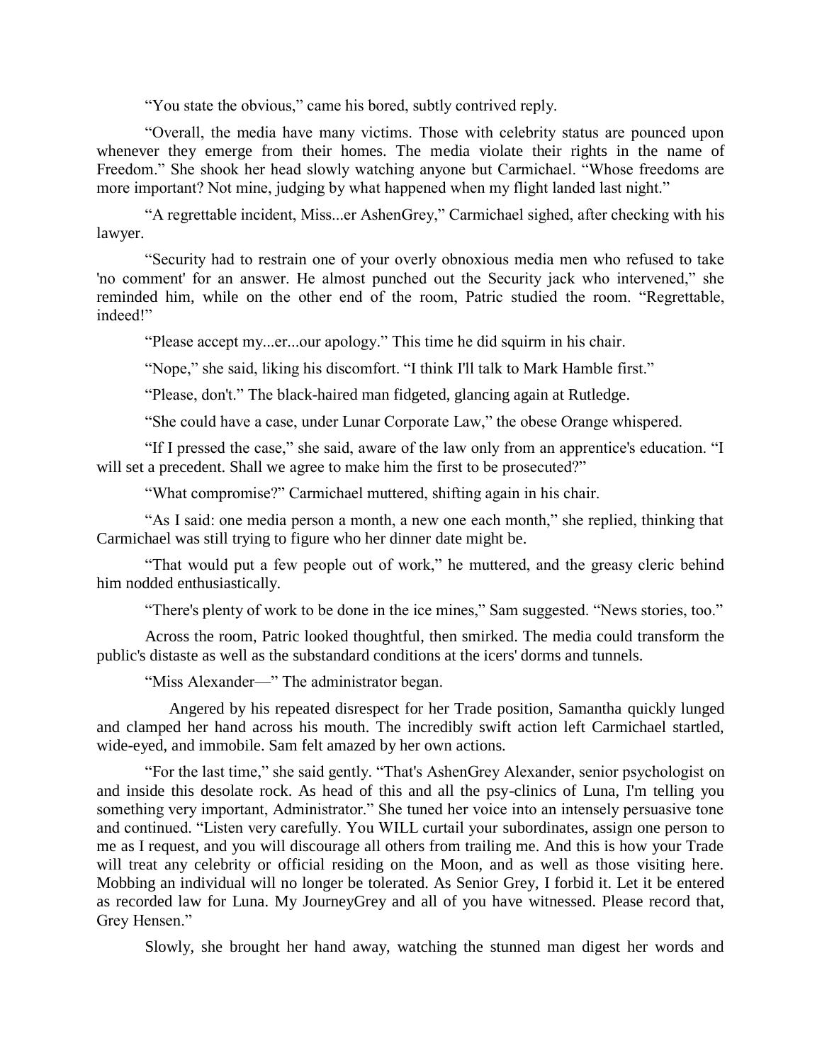"You state the obvious," came his bored, subtly contrived reply.

"Overall, the media have many victims. Those with celebrity status are pounced upon whenever they emerge from their homes. The media violate their rights in the name of Freedom." She shook her head slowly watching anyone but Carmichael. "Whose freedoms are more important? Not mine, judging by what happened when my flight landed last night."

"A regrettable incident, Miss...er AshenGrey," Carmichael sighed, after checking with his lawyer.

"Security had to restrain one of your overly obnoxious media men who refused to take 'no comment' for an answer. He almost punched out the Security jack who intervened," she reminded him, while on the other end of the room, Patric studied the room. "Regrettable, indeed!"

"Please accept my...er...our apology." This time he did squirm in his chair.

"Nope," she said, liking his discomfort. "I think I'll talk to Mark Hamble first."

"Please, don't." The black-haired man fidgeted, glancing again at Rutledge.

"She could have a case, under Lunar Corporate Law," the obese Orange whispered.

"If I pressed the case," she said, aware of the law only from an apprentice's education. "I will set a precedent. Shall we agree to make him the first to be prosecuted?"

"What compromise?" Carmichael muttered, shifting again in his chair.

"As I said: one media person a month, a new one each month," she replied, thinking that Carmichael was still trying to figure who her dinner date might be.

"That would put a few people out of work," he muttered, and the greasy cleric behind him nodded enthusiastically.

"There's plenty of work to be done in the ice mines," Sam suggested. "News stories, too."

Across the room, Patric looked thoughtful, then smirked. The media could transform the public's distaste as well as the substandard conditions at the icers' dorms and tunnels.

"Miss Alexander—" The administrator began.

Angered by his repeated disrespect for her Trade position, Samantha quickly lunged and clamped her hand across his mouth. The incredibly swift action left Carmichael startled, wide-eyed, and immobile. Sam felt amazed by her own actions.

"For the last time," she said gently. "That's AshenGrey Alexander, senior psychologist on and inside this desolate rock. As head of this and all the psy-clinics of Luna, I'm telling you something very important, Administrator." She tuned her voice into an intensely persuasive tone and continued. "Listen very carefully. You WILL curtail your subordinates, assign one person to me as I request, and you will discourage all others from trailing me. And this is how your Trade will treat any celebrity or official residing on the Moon, and as well as those visiting here. Mobbing an individual will no longer be tolerated. As Senior Grey, I forbid it. Let it be entered as recorded law for Luna. My JourneyGrey and all of you have witnessed. Please record that, Grey Hensen."

Slowly, she brought her hand away, watching the stunned man digest her words and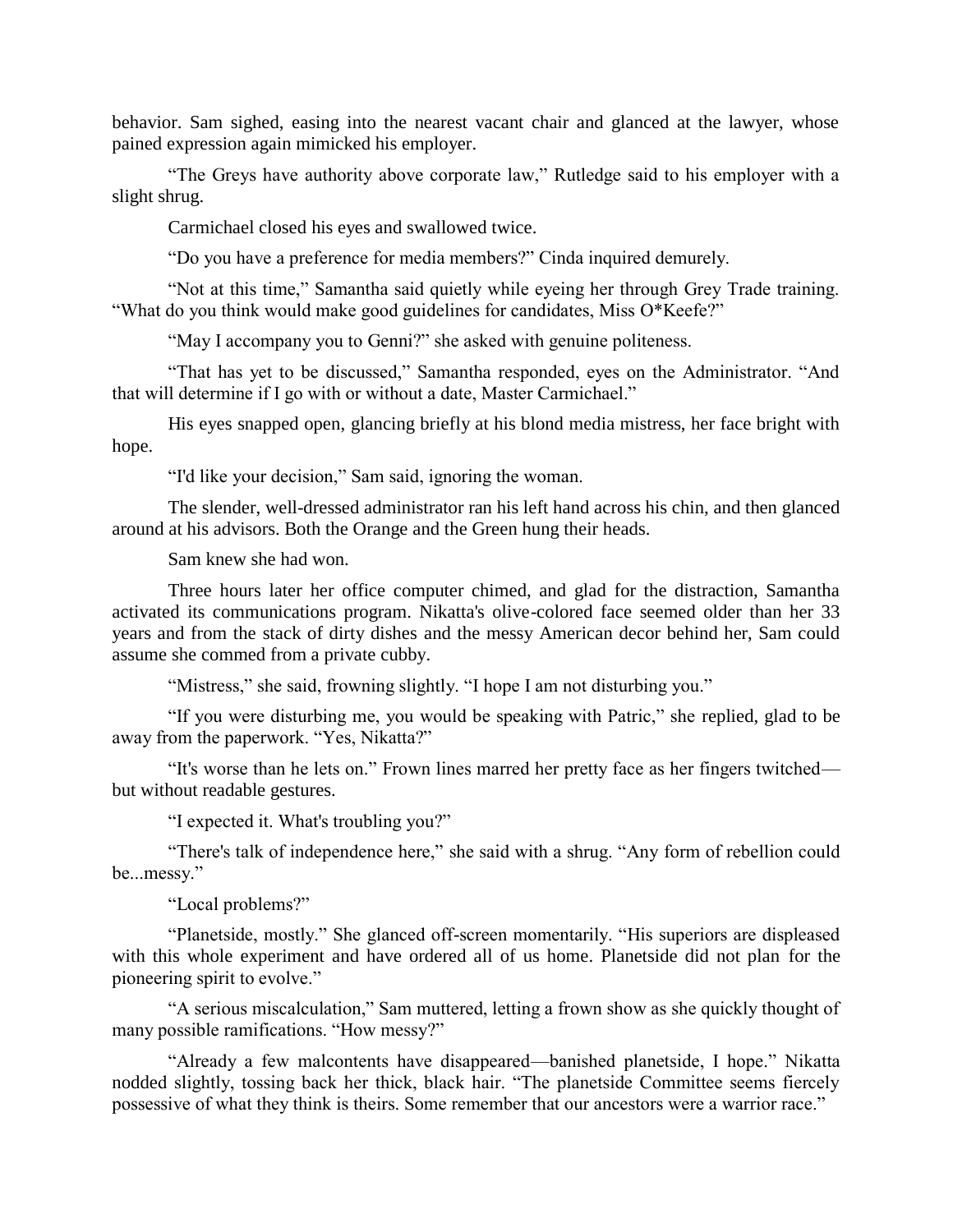behavior. Sam sighed, easing into the nearest vacant chair and glanced at the lawyer, whose pained expression again mimicked his employer.

"The Greys have authority above corporate law," Rutledge said to his employer with a slight shrug.

Carmichael closed his eyes and swallowed twice.

"Do you have a preference for media members?" Cinda inquired demurely.

"Not at this time," Samantha said quietly while eyeing her through Grey Trade training. "What do you think would make good guidelines for candidates, Miss O*Keefe?"

"May I accompany you to Genni?" she asked with genuine politeness.

"That has yet to be discussed," Samantha responded, eyes on the Administrator. "And that will determine if I go with or without a date, Master Carmichael."

His eyes snapped open, glancing briefly at his blond media mistress, her face bright with hope.

"I'd like your decision," Sam said, ignoring the woman.

The slender, well-dressed administrator ran his left hand across his chin, and then glanced around at his advisors. Both the Orange and the Green hung their heads.

Sam knew she had won.

Three hours later her office computer chimed, and glad for the distraction, Samantha activated its communications program. Nikatta's olive-colored face seemed older than her 33 years and from the stack of dirty dishes and the messy American decor behind her, Sam could assume she commed from a private cubby.

"Mistress," she said, frowning slightly. "I hope I am not disturbing you."

"If you were disturbing me, you would be speaking with Patric," she replied, glad to be away from the paperwork. "Yes, Nikatta?"

"It's worse than he lets on." Frown lines marred her pretty face as her fingers twitched—but without readable gestures.

"I expected it. What's troubling you?"

"There's talk of independence here," she said with a shrug. "Any form of rebellion could be...messy."

"Local problems?"

"Planetside, mostly." She glanced off-screen momentarily. "His superiors are displeased with this whole experiment and have ordered all of us home. Planetside did not plan for the pioneering spirit to evolve."

"A serious miscalculation," Sam muttered, letting a frown show as she quickly thought of many possible ramifications. "How messy?"

"Already a few malcontents have disappeared—banished planetside, I hope." Nikatta nodded slightly, tossing back her thick, black hair. "The planetside Committee seems fiercely possessive of what they think is theirs. Some remember that our ancestors were a warrior race."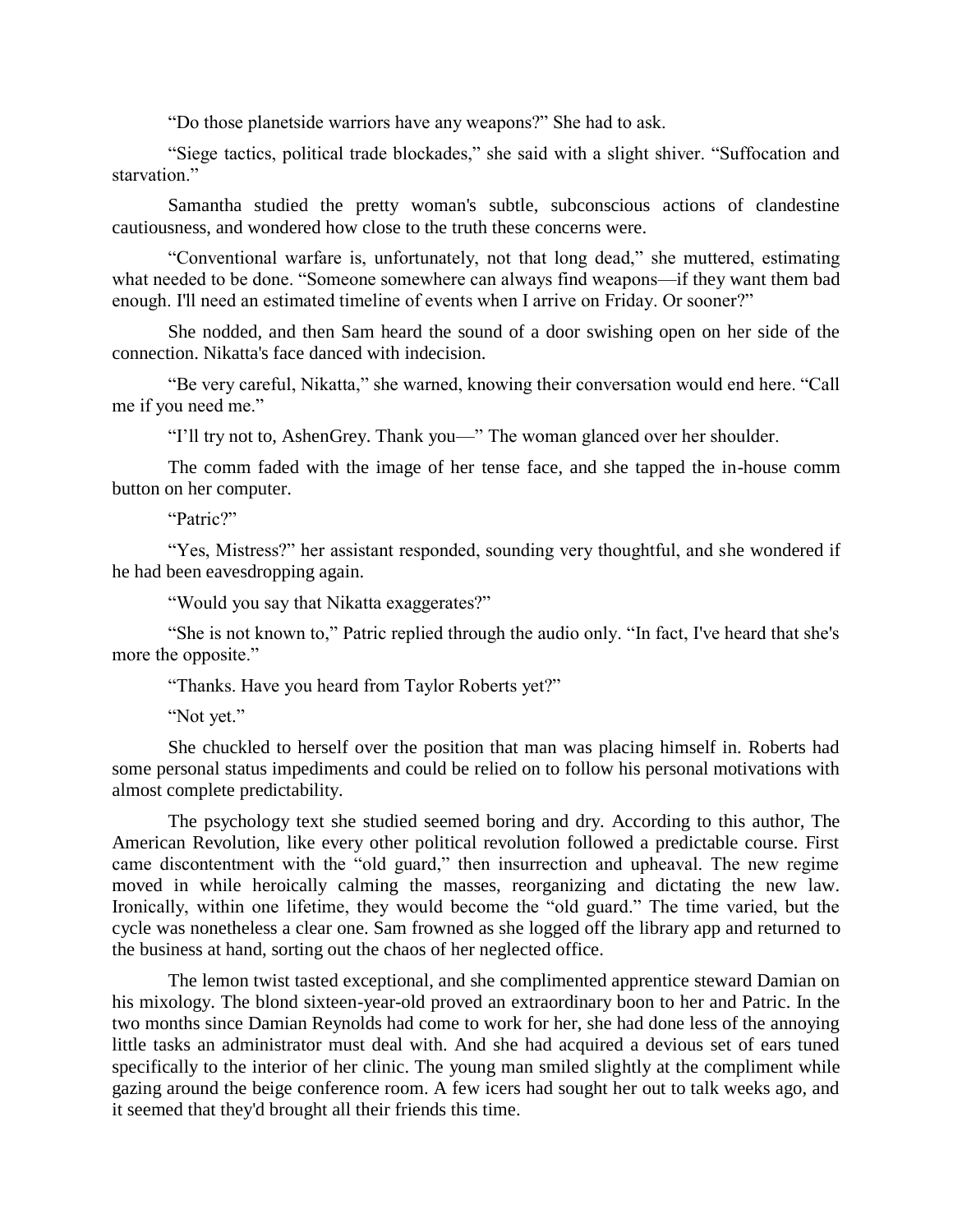"Do those planetside warriors have any weapons?" She had to ask.

"Siege tactics, political trade blockades," she said with a slight shiver. "Suffocation and starvation."

Samantha studied the pretty woman's subtle, subconscious actions of clandestine cautiousness, and wondered how close to the truth these concerns were.

"Conventional warfare is, unfortunately, not that long dead," she muttered, estimating what needed to be done. "Someone somewhere can always find weapons—if they want them bad enough. I'll need an estimated timeline of events when I arrive on Friday. Or sooner?"

She nodded, and then Sam heard the sound of a door swishing open on her side of the connection. Nikatta's face danced with indecision.

"Be very careful, Nikatta," she warned, knowing their conversation would end here. "Call me if you need me."

"I'll try not to, AshenGrey. Thank you—" The woman glanced over her shoulder.

The comm faded with the image of her tense face, and she tapped the in-house comm button on her computer.

"Patric?"

"Yes, Mistress?" her assistant responded, sounding very thoughtful, and she wondered if he had been eavesdropping again.

"Would you say that Nikatta exaggerates?"

"She is not known to," Patric replied through the audio only. "In fact, I've heard that she's more the opposite."

"Thanks. Have you heard from Taylor Roberts yet?"

"Not yet."

She chuckled to herself over the position that man was placing himself in. Roberts had some personal status impediments and could be relied on to follow his personal motivations with almost complete predictability.

The psychology text she studied seemed boring and dry. According to this author, The American Revolution, like every other political revolution followed a predictable course. First came discontentment with the "old guard," then insurrection and upheaval. The new regime moved in while heroically calming the masses, reorganizing and dictating the new law. Ironically, within one lifetime, they would become the "old guard." The time varied, but the cycle was nonetheless a clear one. Sam frowned as she logged off the library app and returned to the business at hand, sorting out the chaos of her neglected office.

The lemon twist tasted exceptional, and she complimented apprentice steward Damian on his mixology. The blond sixteen-year-old proved an extraordinary boon to her and Patric. In the two months since Damian Reynolds had come to work for her, she had done less of the annoying little tasks an administrator must deal with. And she had acquired a devious set of ears tuned specifically to the interior of her clinic. The young man smiled slightly at the compliment while gazing around the beige conference room. A few icers had sought her out to talk weeks ago, and it seemed that they'd brought all their friends this time.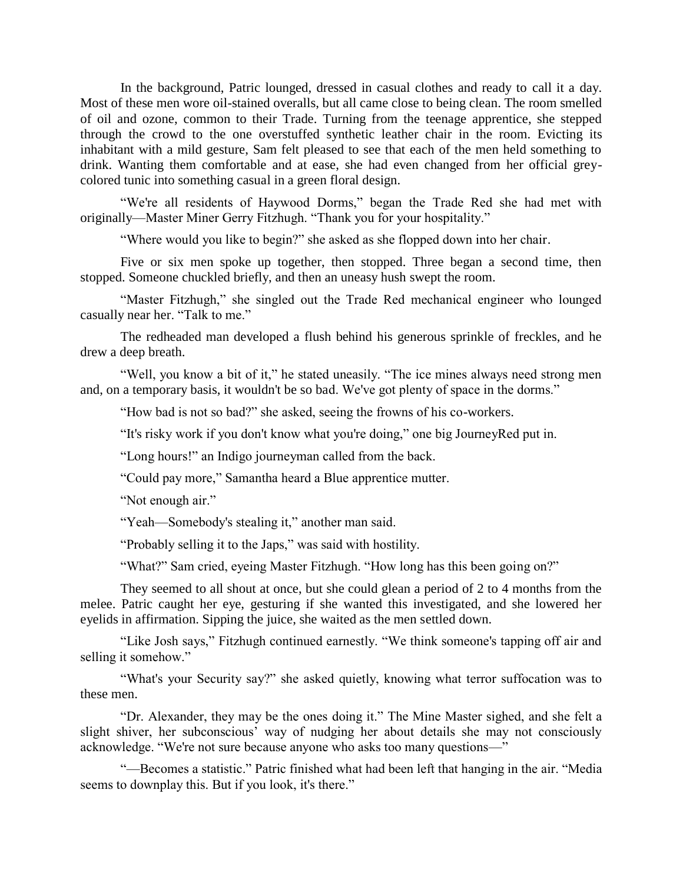In the background, Patric lounged, dressed in casual clothes and ready to call it a day. Most of these men wore oil-stained overalls, but all came close to being clean. The room smelled of oil and ozone, common to their Trade. Turning from the teenage apprentice, she stepped through the crowd to the one overstuffed synthetic leather chair in the room. Evicting its inhabitant with a mild gesture, Sam felt pleased to see that each of the men held something to drink. Wanting them comfortable and at ease, she had even changed from her official grey-colored tunic into something casual in a green floral design.

"We're all residents of Haywood Dorms," began the Trade Red she had met with originally—Master Miner Gerry Fitzhugh. "Thank you for your hospitality."

"Where would you like to begin?" she asked as she flopped down into her chair.

Five or six men spoke up together, then stopped. Three began a second time, then stopped. Someone chuckled briefly, and then an uneasy hush swept the room.

"Master Fitzhugh," she singled out the Trade Red mechanical engineer who lounged casually near her. "Talk to me."

The redheaded man developed a flush behind his generous sprinkle of freckles, and he drew a deep breath.

"Well, you know a bit of it," he stated uneasily. "The ice mines always need strong men and, on a temporary basis, it wouldn't be so bad. We've got plenty of space in the dorms."

"How bad is not so bad?" she asked, seeing the frowns of his co-workers.

"It's risky work if you don't know what you're doing," one big JourneyRed put in.

"Long hours!" an Indigo journeyman called from the back.

"Could pay more," Samantha heard a Blue apprentice mutter.

"Not enough air."

"Yeah—Somebody's stealing it," another man said.

"Probably selling it to the Japs," was said with hostility.

"What?" Sam cried, eyeing Master Fitzhugh. "How long has this been going on?"

They seemed to all shout at once, but she could glean a period of 2 to 4 months from the melee. Patric caught her eye, gesturing if she wanted this investigated, and she lowered her eyelids in affirmation. Sipping the juice, she waited as the men settled down.

"Like Josh says," Fitzhugh continued earnestly. "We think someone's tapping off air and selling it somehow."

"What's your Security say?" she asked quietly, knowing what terror suffocation was to these men.

"Dr. Alexander, they may be the ones doing it." The Mine Master sighed, and she felt a slight shiver, her subconscious' way of nudging her about details she may not consciously acknowledge. "We're not sure because anyone who asks too many questions—"

"—Becomes a statistic." Patric finished what had been left that hanging in the air. "Media seems to downplay this. But if you look, it's there."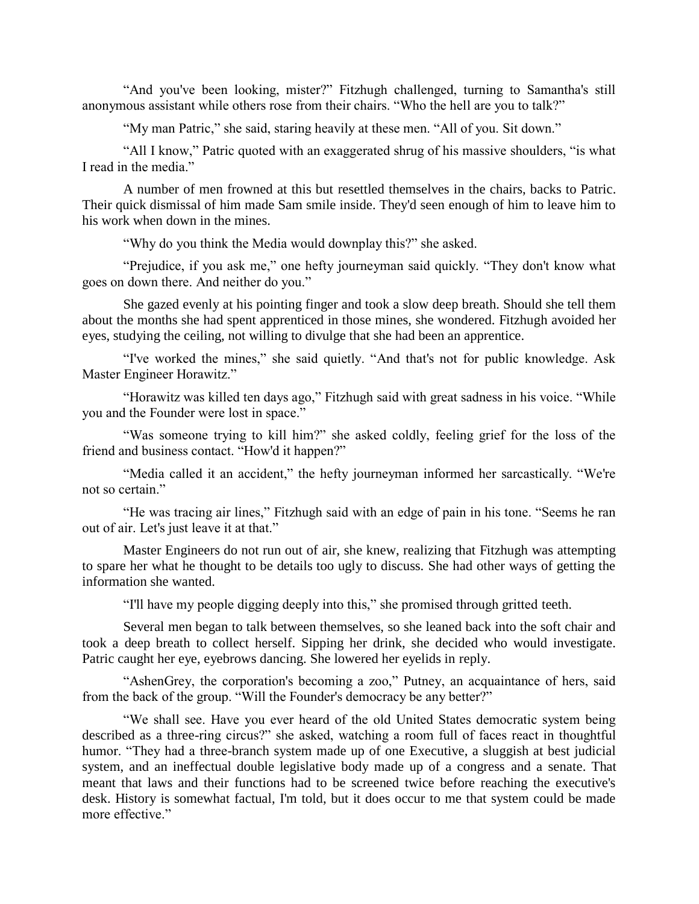"And you've been looking, mister?" Fitzhugh challenged, turning to Samantha's still anonymous assistant while others rose from their chairs. "Who the hell are you to talk?"

"My man Patric," she said, staring heavily at these men. "All of you. Sit down."

"All I know," Patric quoted with an exaggerated shrug of his massive shoulders, "is what I read in the media."

A number of men frowned at this but resettled themselves in the chairs, backs to Patric. Their quick dismissal of him made Sam smile inside. They'd seen enough of him to leave him to his work when down in the mines.

"Why do you think the Media would downplay this?" she asked.

"Prejudice, if you ask me," one hefty journeyman said quickly. "They don't know what goes on down there. And neither do you."

She gazed evenly at his pointing finger and took a slow deep breath. Should she tell them about the months she had spent apprenticed in those mines, she wondered. Fitzhugh avoided her eyes, studying the ceiling, not willing to divulge that she had been an apprentice.

"I've worked the mines," she said quietly. "And that's not for public knowledge. Ask Master Engineer Horawitz."

"Horawitz was killed ten days ago," Fitzhugh said with great sadness in his voice. "While you and the Founder were lost in space."

"Was someone trying to kill him?" she asked coldly, feeling grief for the loss of the friend and business contact. "How'd it happen?"

"Media called it an accident," the hefty journeyman informed her sarcastically. "We're not so certain."

"He was tracing air lines," Fitzhugh said with an edge of pain in his tone. "Seems he ran out of air. Let's just leave it at that."

Master Engineers do not run out of air, she knew, realizing that Fitzhugh was attempting to spare her what he thought to be details too ugly to discuss. She had other ways of getting the information she wanted.

"I'll have my people digging deeply into this," she promised through gritted teeth.

Several men began to talk between themselves, so she leaned back into the soft chair and took a deep breath to collect herself. Sipping her drink, she decided who would investigate. Patric caught her eye, eyebrows dancing. She lowered her eyelids in reply.

"AshenGrey, the corporation's becoming a zoo," Putney, an acquaintance of hers, said from the back of the group. "Will the Founder's democracy be any better?"

"We shall see. Have you ever heard of the old United States democratic system being described as a three-ring circus?" she asked, watching a room full of faces react in thoughtful humor. "They had a three-branch system made up of one Executive, a sluggish at best judicial system, and an ineffectual double legislative body made up of a congress and a senate. That meant that laws and their functions had to be screened twice before reaching the executive's desk. History is somewhat factual, I'm told, but it does occur to me that system could be made more effective."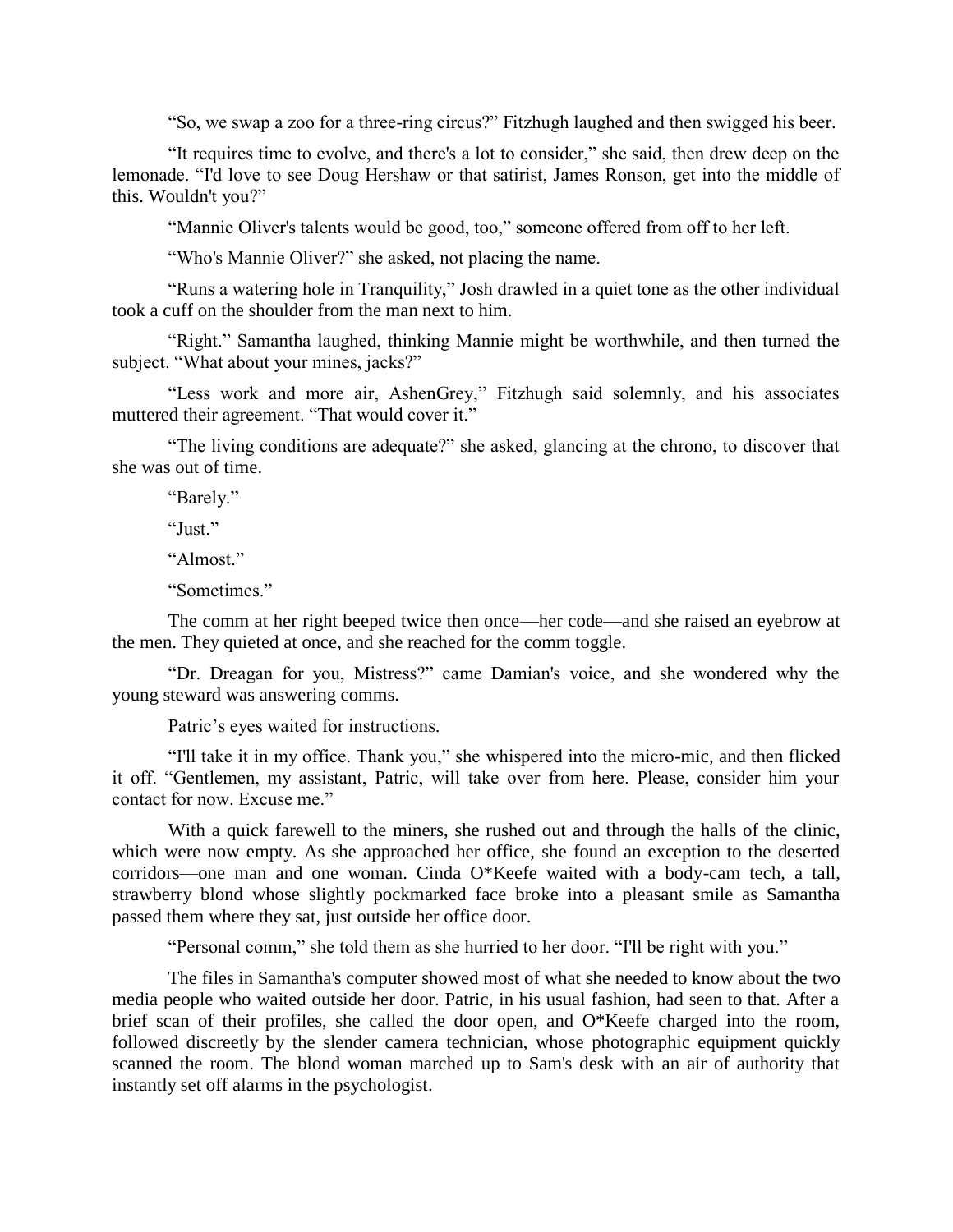"So, we swap a zoo for a three-ring circus?" Fitzhugh laughed and then swigged his beer.

"It requires time to evolve, and there's a lot to consider," she said, then drew deep on the lemonade. "I'd love to see Doug Hershaw or that satirist, James Ronson, get into the middle of this. Wouldn't you?"

"Mannie Oliver's talents would be good, too," someone offered from off to her left.

"Who's Mannie Oliver?" she asked, not placing the name.

"Runs a watering hole in Tranquility," Josh drawled in a quiet tone as the other individual took a cuff on the shoulder from the man next to him.

"Right." Samantha laughed, thinking Mannie might be worthwhile, and then turned the subject. "What about your mines, jacks?"

"Less work and more air, AshenGrey," Fitzhugh said solemnly, and his associates muttered their agreement. "That would cover it."

"The living conditions are adequate?" she asked, glancing at the chrono, to discover that she was out of time.

"Barely."

"Just."

"Almost."

"Sometimes."

The comm at her right beeped twice then once—her code—and she raised an eyebrow at the men. They quieted at once, and she reached for the comm toggle.

"Dr. Dreagan for you, Mistress?" came Damian's voice, and she wondered why the young steward was answering comms.

Patric's eyes waited for instructions.

"I'll take it in my office. Thank you," she whispered into the micro-mic, and then flicked it off. "Gentlemen, my assistant, Patric, will take over from here. Please, consider him your contact for now. Excuse me."

With a quick farewell to the miners, she rushed out and through the halls of the clinic, which were now empty. As she approached her office, she found an exception to the deserted corridors—one man and one woman. Cinda O*Keefe waited with a body-cam tech, a tall, strawberry blond whose slightly pockmarked face broke into a pleasant smile as Samantha passed them where they sat, just outside her office door.

"Personal comm," she told them as she hurried to her door. "I'll be right with you."

The files in Samantha's computer showed most of what she needed to know about the two media people who waited outside her door. Patric, in his usual fashion, had seen to that. After a brief scan of their profiles, she called the door open, and O*Keefe charged into the room, followed discreetly by the slender camera technician, whose photographic equipment quickly scanned the room. The blond woman marched up to Sam's desk with an air of authority that instantly set off alarms in the psychologist.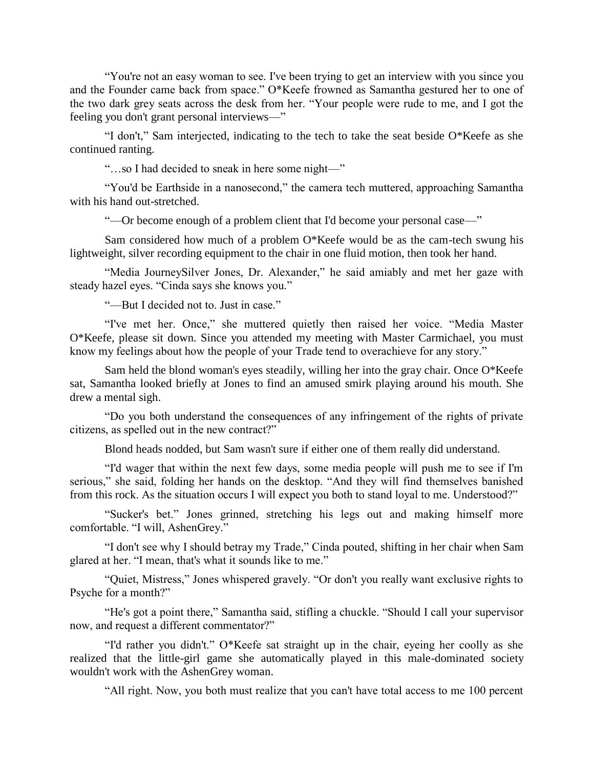"You're not an easy woman to see. I've been trying to get an interview with you since you and the Founder came back from space." O*Keefe frowned as Samantha gestured her to one of the two dark grey seats across the desk from her. "Your people were rude to me, and I got the feeling you don't grant personal interviews—"

"I don't," Sam interjected, indicating to the tech to take the seat beside O*Keefe as she continued ranting.

"…so I had decided to sneak in here some night—"

"You'd be Earthside in a nanosecond," the camera tech muttered, approaching Samantha with his hand out-stretched.

"—Or become enough of a problem client that I'd become your personal case—"

Sam considered how much of a problem O*Keefe would be as the cam-tech swung his lightweight, silver recording equipment to the chair in one fluid motion, then took her hand.

"Media JourneySilver Jones, Dr. Alexander," he said amiably and met her gaze with steady hazel eyes. "Cinda says she knows you."

"—But I decided not to. Just in case."

"I've met her. Once," she muttered quietly then raised her voice. "Media Master O*Keefe, please sit down. Since you attended my meeting with Master Carmichael, you must know my feelings about how the people of your Trade tend to overachieve for any story."

Sam held the blond woman's eyes steadily, willing her into the gray chair. Once O*Keefe sat, Samantha looked briefly at Jones to find an amused smirk playing around his mouth. She drew a mental sigh.

"Do you both understand the consequences of any infringement of the rights of private citizens, as spelled out in the new contract?"

Blond heads nodded, but Sam wasn't sure if either one of them really did understand.

"I'd wager that within the next few days, some media people will push me to see if I'm serious," she said, folding her hands on the desktop. "And they will find themselves banished from this rock. As the situation occurs I will expect you both to stand loyal to me. Understood?"

"Sucker's bet." Jones grinned, stretching his legs out and making himself more comfortable. "I will, AshenGrey."

"I don't see why I should betray my Trade," Cinda pouted, shifting in her chair when Sam glared at her. "I mean, that's what it sounds like to me."

"Quiet, Mistress," Jones whispered gravely. "Or don't you really want exclusive rights to Psyche for a month?"

"He's got a point there," Samantha said, stifling a chuckle. "Should I call your supervisor now, and request a different commentator?"

"I'd rather you didn't." O*Keefe sat straight up in the chair, eyeing her coolly as she realized that the little-girl game she automatically played in this male-dominated society wouldn't work with the AshenGrey woman.

"All right. Now, you both must realize that you can't have total access to me 100 percent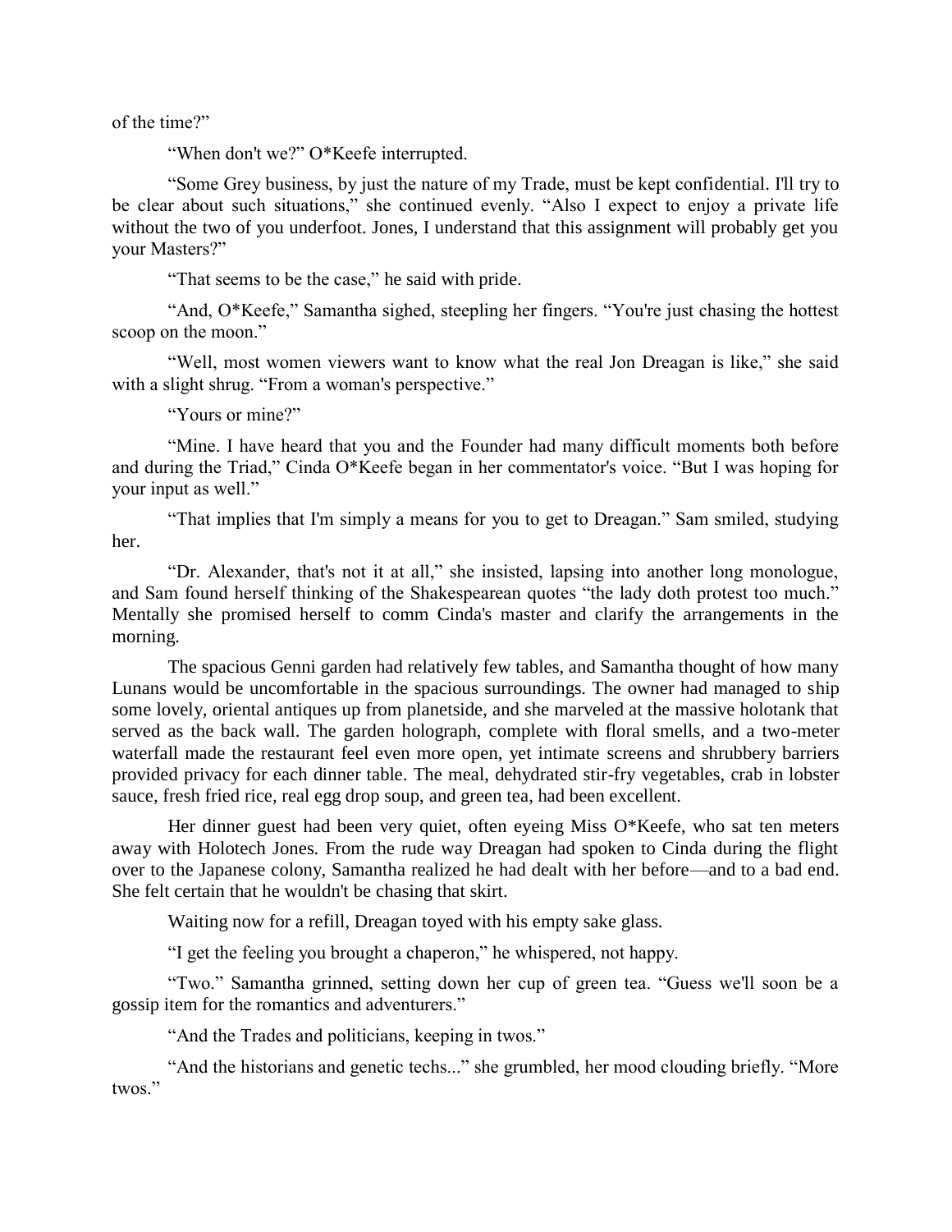of the time?"

"When don't we?" O*Keefe interrupted.

"Some Grey business, by just the nature of my Trade, must be kept confidential. I'll try to be clear about such situations," she continued evenly. "Also I expect to enjoy a private life without the two of you underfoot. Jones, I understand that this assignment will probably get you your Masters?"

"That seems to be the case," he said with pride.

"And, O*Keefe," Samantha sighed, steepling her fingers. "You're just chasing the hottest scoop on the moon."

"Well, most women viewers want to know what the real Jon Dreagan is like," she said with a slight shrug. "From a woman's perspective."

"Yours or mine?"

"Mine. I have heard that you and the Founder had many difficult moments both before and during the Triad," Cinda O*Keefe began in her commentator's voice. "But I was hoping for your input as well."

"That implies that I'm simply a means for you to get to Dreagan." Sam smiled, studying her.

"Dr. Alexander, that's not it at all," she insisted, lapsing into another long monologue, and Sam found herself thinking of the Shakespearean quotes "the lady doth protest too much." Mentally she promised herself to comm Cinda's master and clarify the arrangements in the morning.

The spacious Genni garden had relatively few tables, and Samantha thought of how many Lunans would be uncomfortable in the spacious surroundings. The owner had managed to ship some lovely, oriental antiques up from planetside, and she marveled at the massive holotank that served as the back wall. The garden holograph, complete with floral smells, and a two-meter waterfall made the restaurant feel even more open, yet intimate screens and shrubbery barriers provided privacy for each dinner table. The meal, dehydrated stir-fry vegetables, crab in lobster sauce, fresh fried rice, real egg drop soup, and green tea, had been excellent.

Her dinner guest had been very quiet, often eyeing Miss O*Keefe, who sat ten meters away with Holotech Jones. From the rude way Dreagan had spoken to Cinda during the flight over to the Japanese colony, Samantha realized he had dealt with her before—and to a bad end. She felt certain that he wouldn't be chasing that skirt.

Waiting now for a refill, Dreagan toyed with his empty sake glass.

"I get the feeling you brought a chaperon," he whispered, not happy.

"Two." Samantha grinned, setting down her cup of green tea. "Guess we'll soon be a gossip item for the romantics and adventurers."

"And the Trades and politicians, keeping in twos."

"And the historians and genetic techs..." she grumbled, her mood clouding briefly. "More twos."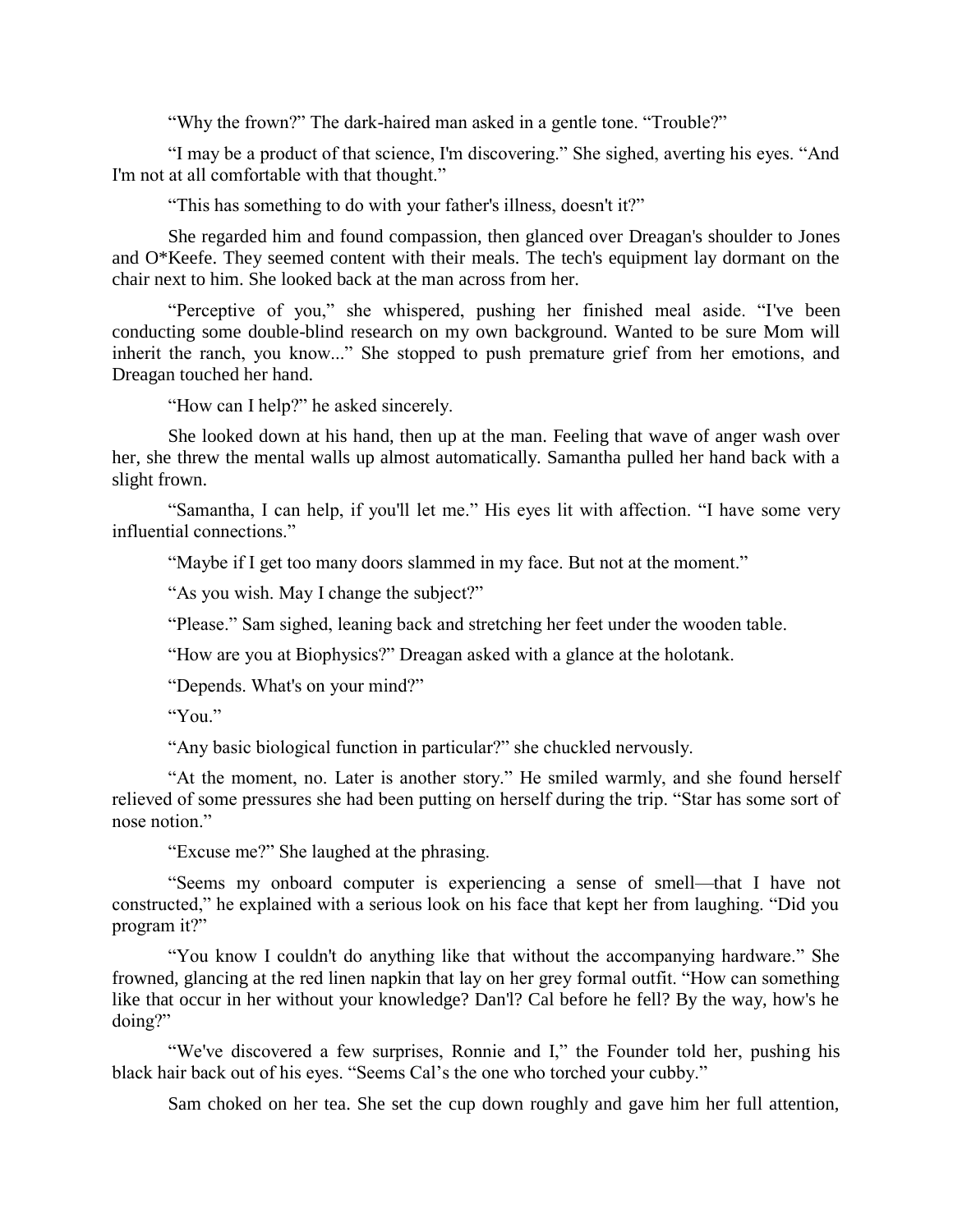"Why the frown?" The dark-haired man asked in a gentle tone. "Trouble?"

"I may be a product of that science, I'm discovering." She sighed, averting his eyes. "And I'm not at all comfortable with that thought."

"This has something to do with your father's illness, doesn't it?"

She regarded him and found compassion, then glanced over Dreagan's shoulder to Jones and O*Keefe. They seemed content with their meals. The tech's equipment lay dormant on the chair next to him. She looked back at the man across from her.

"Perceptive of you," she whispered, pushing her finished meal aside. "I've been conducting some double-blind research on my own background. Wanted to be sure Mom will inherit the ranch, you know..." She stopped to push premature grief from her emotions, and Dreagan touched her hand.

"How can I help?" he asked sincerely.

She looked down at his hand, then up at the man. Feeling that wave of anger wash over her, she threw the mental walls up almost automatically. Samantha pulled her hand back with a slight frown.

"Samantha, I can help, if you'll let me." His eyes lit with affection. "I have some very influential connections."

"Maybe if I get too many doors slammed in my face. But not at the moment."

"As you wish. May I change the subject?"

"Please." Sam sighed, leaning back and stretching her feet under the wooden table.

"How are you at Biophysics?" Dreagan asked with a glance at the holotank.

"Depends. What's on your mind?"

"You."

"Any basic biological function in particular?" she chuckled nervously.

"At the moment, no. Later is another story." He smiled warmly, and she found herself relieved of some pressures she had been putting on herself during the trip. "Star has some sort of nose notion."

"Excuse me?" She laughed at the phrasing.

"Seems my onboard computer is experiencing a sense of smell—that I have not constructed," he explained with a serious look on his face that kept her from laughing. "Did you program it?"

"You know I couldn't do anything like that without the accompanying hardware." She frowned, glancing at the red linen napkin that lay on her grey formal outfit. "How can something like that occur in her without your knowledge? Dan'l? Cal before he fell? By the way, how's he doing?"

"We've discovered a few surprises, Ronnie and I," the Founder told her, pushing his black hair back out of his eyes. "Seems Cal's the one who torched your cubby."

Sam choked on her tea. She set the cup down roughly and gave him her full attention,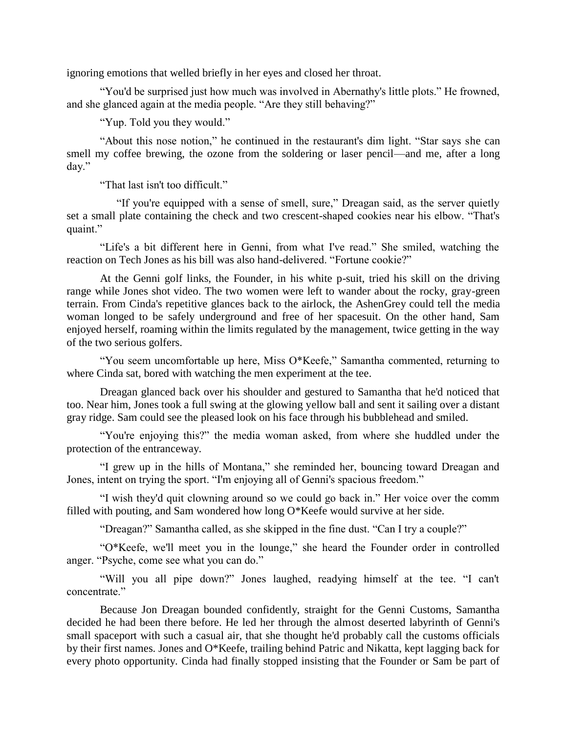ignoring emotions that welled briefly in her eyes and closed her throat.

"You'd be surprised just how much was involved in Abernathy's little plots." He frowned, and she glanced again at the media people. "Are they still behaving?"

"Yup. Told you they would."

"About this nose notion," he continued in the restaurant's dim light. "Star says she can smell my coffee brewing, the ozone from the soldering or laser pencil—and me, after a long day."

"That last isn't too difficult."

"If you're equipped with a sense of smell, sure," Dreagan said, as the server quietly set a small plate containing the check and two crescent-shaped cookies near his elbow. "That's quaint."

"Life's a bit different here in Genni, from what I've read." She smiled, watching the reaction on Tech Jones as his bill was also hand-delivered. "Fortune cookie?"

At the Genni golf links, the Founder, in his white p-suit, tried his skill on the driving range while Jones shot video. The two women were left to wander about the rocky, gray-green terrain. From Cinda's repetitive glances back to the airlock, the AshenGrey could tell the media woman longed to be safely underground and free of her spacesuit. On the other hand, Sam enjoyed herself, roaming within the limits regulated by the management, twice getting in the way of the two serious golfers.

"You seem uncomfortable up here, Miss O*Keefe," Samantha commented, returning to where Cinda sat, bored with watching the men experiment at the tee.

Dreagan glanced back over his shoulder and gestured to Samantha that he'd noticed that too. Near him, Jones took a full swing at the glowing yellow ball and sent it sailing over a distant gray ridge. Sam could see the pleased look on his face through his bubblehead and smiled.

"You're enjoying this?" the media woman asked, from where she huddled under the protection of the entranceway.

"I grew up in the hills of Montana," she reminded her, bouncing toward Dreagan and Jones, intent on trying the sport. "I'm enjoying all of Genni's spacious freedom."

"I wish they'd quit clowning around so we could go back in." Her voice over the comm filled with pouting, and Sam wondered how long O*Keefe would survive at her side.

"Dreagan?" Samantha called, as she skipped in the fine dust. "Can I try a couple?"

"O*Keefe, we'll meet you in the lounge," she heard the Founder order in controlled anger. "Psyche, come see what you can do."

"Will you all pipe down?" Jones laughed, readying himself at the tee. "I can't concentrate."

Because Jon Dreagan bounded confidently, straight for the Genni Customs, Samantha decided he had been there before. He led her through the almost deserted labyrinth of Genni's small spaceport with such a casual air, that she thought he'd probably call the customs officials by their first names. Jones and O*Keefe, trailing behind Patric and Nikatta, kept lagging back for every photo opportunity. Cinda had finally stopped insisting that the Founder or Sam be part of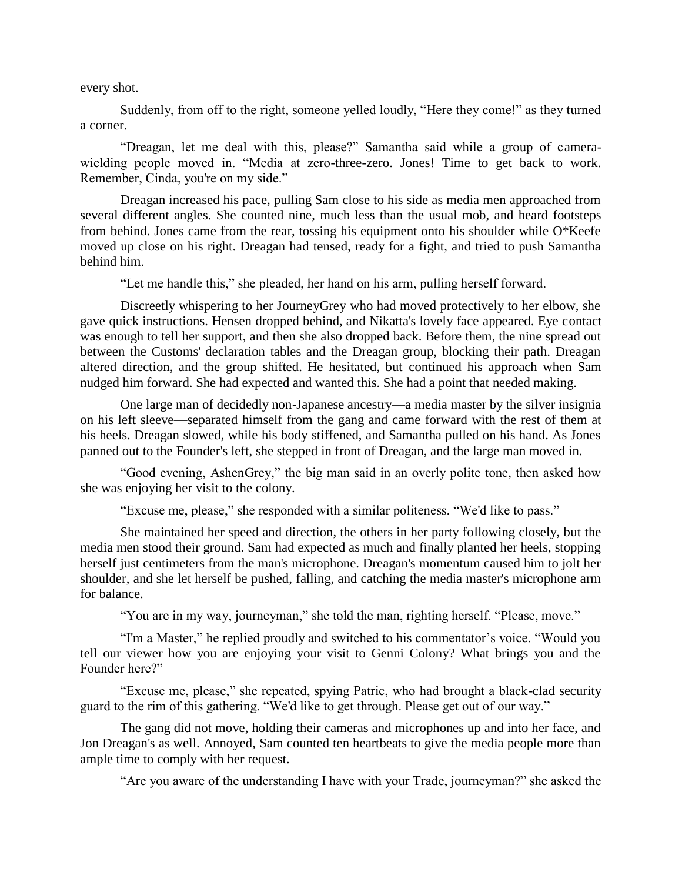every shot.

Suddenly, from off to the right, someone yelled loudly, "Here they come!" as they turned a corner.

"Dreagan, let me deal with this, please?" Samantha said while a group of camera-wielding people moved in. "Media at zero-three-zero. Jones! Time to get back to work. Remember, Cinda, you're on my side."

Dreagan increased his pace, pulling Sam close to his side as media men approached from several different angles. She counted nine, much less than the usual mob, and heard footsteps from behind. Jones came from the rear, tossing his equipment onto his shoulder while O*Keefe moved up close on his right. Dreagan had tensed, ready for a fight, and tried to push Samantha behind him.

"Let me handle this," she pleaded, her hand on his arm, pulling herself forward.

Discreetly whispering to her JourneyGrey who had moved protectively to her elbow, she gave quick instructions. Hensen dropped behind, and Nikatta's lovely face appeared. Eye contact was enough to tell her support, and then she also dropped back. Before them, the nine spread out between the Customs' declaration tables and the Dreagan group, blocking their path. Dreagan altered direction, and the group shifted. He hesitated, but continued his approach when Sam nudged him forward. She had expected and wanted this. She had a point that needed making.

One large man of decidedly non-Japanese ancestry—a media master by the silver insignia on his left sleeve—separated himself from the gang and came forward with the rest of them at his heels. Dreagan slowed, while his body stiffened, and Samantha pulled on his hand. As Jones panned out to the Founder's left, she stepped in front of Dreagan, and the large man moved in.

"Good evening, AshenGrey," the big man said in an overly polite tone, then asked how she was enjoying her visit to the colony.

"Excuse me, please," she responded with a similar politeness. "We'd like to pass."

She maintained her speed and direction, the others in her party following closely, but the media men stood their ground. Sam had expected as much and finally planted her heels, stopping herself just centimeters from the man's microphone. Dreagan's momentum caused him to jolt her shoulder, and she let herself be pushed, falling, and catching the media master's microphone arm for balance.

"You are in my way, journeyman," she told the man, righting herself. "Please, move."

"I'm a Master," he replied proudly and switched to his commentator's voice. "Would you tell our viewer how you are enjoying your visit to Genni Colony? What brings you and the Founder here?"

"Excuse me, please," she repeated, spying Patric, who had brought a black-clad security guard to the rim of this gathering. "We'd like to get through. Please get out of our way."

The gang did not move, holding their cameras and microphones up and into her face, and Jon Dreagan's as well. Annoyed, Sam counted ten heartbeats to give the media people more than ample time to comply with her request.

"Are you aware of the understanding I have with your Trade, journeyman?" she asked the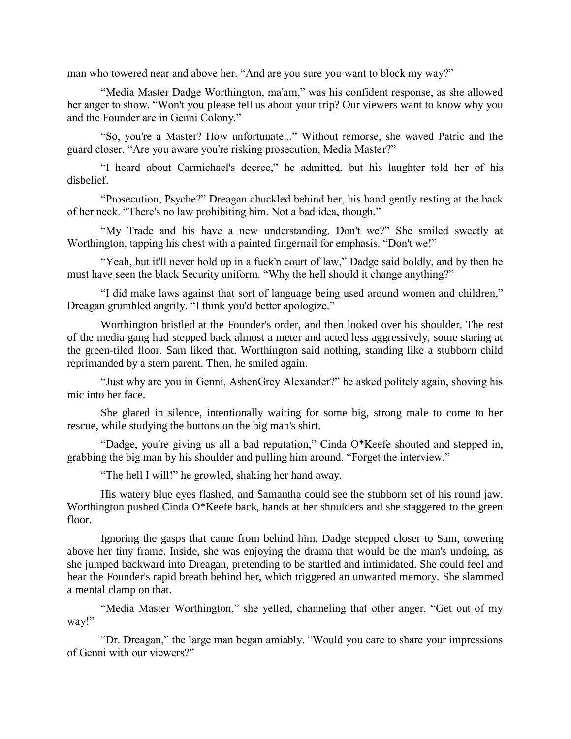man who towered near and above her. “And are you sure you want to block my way?”

“Media Master Dadge Worthington, ma'am,” was his confident response, as she allowed her anger to show. “Won't you please tell us about your trip? Our viewers want to know why you and the Founder are in Genni Colony.”

“So, you're a Master? How unfortunate...” Without remorse, she waved Patric and the guard closer. “Are you aware you're risking prosecution, Media Master?”

“I heard about Carmichael's decree,” he admitted, but his laughter told her of his disbelief.

“Prosecution, Psyche?” Dreagan chuckled behind her, his hand gently resting at the back of her neck. “There's no law prohibiting him. Not a bad idea, though.”

“My Trade and his have a new understanding. Don't we?” She smiled sweetly at Worthington, tapping his chest with a painted fingernail for emphasis. “Don't we!”

“Yeah, but it'll never hold up in a fuck'n court of law,” Dadge said boldly, and by then he must have seen the black Security uniform. “Why the hell should it change anything?”

“I did make laws against that sort of language being used around women and children,” Dreagan grumbled angrily. “I think you'd better apologize.”

Worthington bristled at the Founder's order, and then looked over his shoulder. The rest of the media gang had stepped back almost a meter and acted less aggressively, some staring at the green-tiled floor. Sam liked that. Worthington said nothing, standing like a stubborn child reprimanded by a stern parent. Then, he smiled again.

“Just why are you in Genni, AshenGrey Alexander?” he asked politely again, shoving his mic into her face.

She glared in silence, intentionally waiting for some big, strong male to come to her rescue, while studying the buttons on the big man's shirt.

“Dadge, you're giving us all a bad reputation,” Cinda O*Keefe shouted and stepped in, grabbing the big man by his shoulder and pulling him around. “Forget the interview.”

“The hell I will!” he growled, shaking her hand away.

His watery blue eyes flashed, and Samantha could see the stubborn set of his round jaw. Worthington pushed Cinda O*Keefe back, hands at her shoulders and she staggered to the green floor.

Ignoring the gasps that came from behind him, Dadge stepped closer to Sam, towering above her tiny frame. Inside, she was enjoying the drama that would be the man's undoing, as she jumped backward into Dreagan, pretending to be startled and intimidated. She could feel and hear the Founder's rapid breath behind her, which triggered an unwanted memory. She slammed a mental clamp on that.

“Media Master Worthington,” she yelled, channeling that other anger. “Get out of my way!”

“Dr. Dreagan,” the large man began amiably. “Would you care to share your impressions of Genni with our viewers?”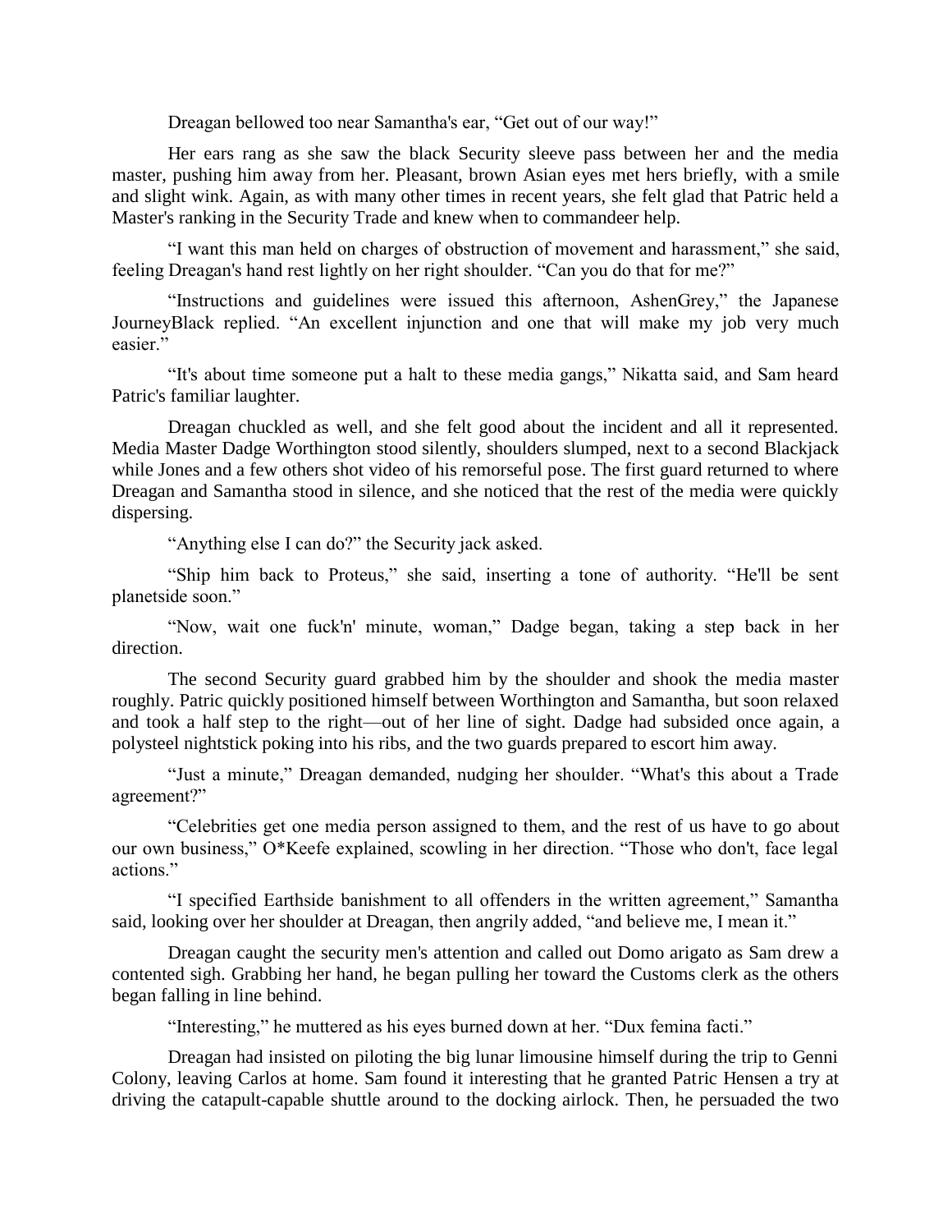Dreagan bellowed too near Samantha's ear, “Get out of our way!”

Her ears rang as she saw the black Security sleeve pass between her and the media master, pushing him away from her. Pleasant, brown Asian eyes met hers briefly, with a smile and slight wink. Again, as with many other times in recent years, she felt glad that Patric held a Master's ranking in the Security Trade and knew when to commandeer help.

“I want this man held on charges of obstruction of movement and harassment,” she said, feeling Dreagan's hand rest lightly on her right shoulder. “Can you do that for me?”

“Instructions and guidelines were issued this afternoon, AshenGrey,” the Japanese JourneyBlack replied. “An excellent injunction and one that will make my job very much easier.”

“It's about time someone put a halt to these media gangs,” Nikatta said, and Sam heard Patric's familiar laughter.

Dreagan chuckled as well, and she felt good about the incident and all it represented. Media Master Dadge Worthington stood silently, shoulders slumped, next to a second Blackjack while Jones and a few others shot video of his remorseful pose. The first guard returned to where Dreagan and Samantha stood in silence, and she noticed that the rest of the media were quickly dispersing.

“Anything else I can do?” the Security jack asked.

“Ship him back to Proteus,” she said, inserting a tone of authority. “He'll be sent planetside soon.”

“Now, wait one fuck'n' minute, woman,” Dadge began, taking a step back in her direction.

The second Security guard grabbed him by the shoulder and shook the media master roughly. Patric quickly positioned himself between Worthington and Samantha, but soon relaxed and took a half step to the right—out of her line of sight. Dadge had subsided once again, a polysteel nightstick poking into his ribs, and the two guards prepared to escort him away.

“Just a minute,” Dreagan demanded, nudging her shoulder. “What's this about a Trade agreement?”

“Celebrities get one media person assigned to them, and the rest of us have to go about our own business,” O*Keefe explained, scowling in her direction. “Those who don't, face legal actions.”

“I specified Earthside banishment to all offenders in the written agreement,” Samantha said, looking over her shoulder at Dreagan, then angrily added, “and believe me, I mean it.”

Dreagan caught the security men's attention and called out Domo arigato as Sam drew a contented sigh. Grabbing her hand, he began pulling her toward the Customs clerk as the others began falling in line behind.

“Interesting,” he muttered as his eyes burned down at her. “Dux femina facti.”

Dreagan had insisted on piloting the big lunar limousine himself during the trip to Genni Colony, leaving Carlos at home. Sam found it interesting that he granted Patric Hensen a try at driving the catapult-capable shuttle around to the docking airlock. Then, he persuaded the two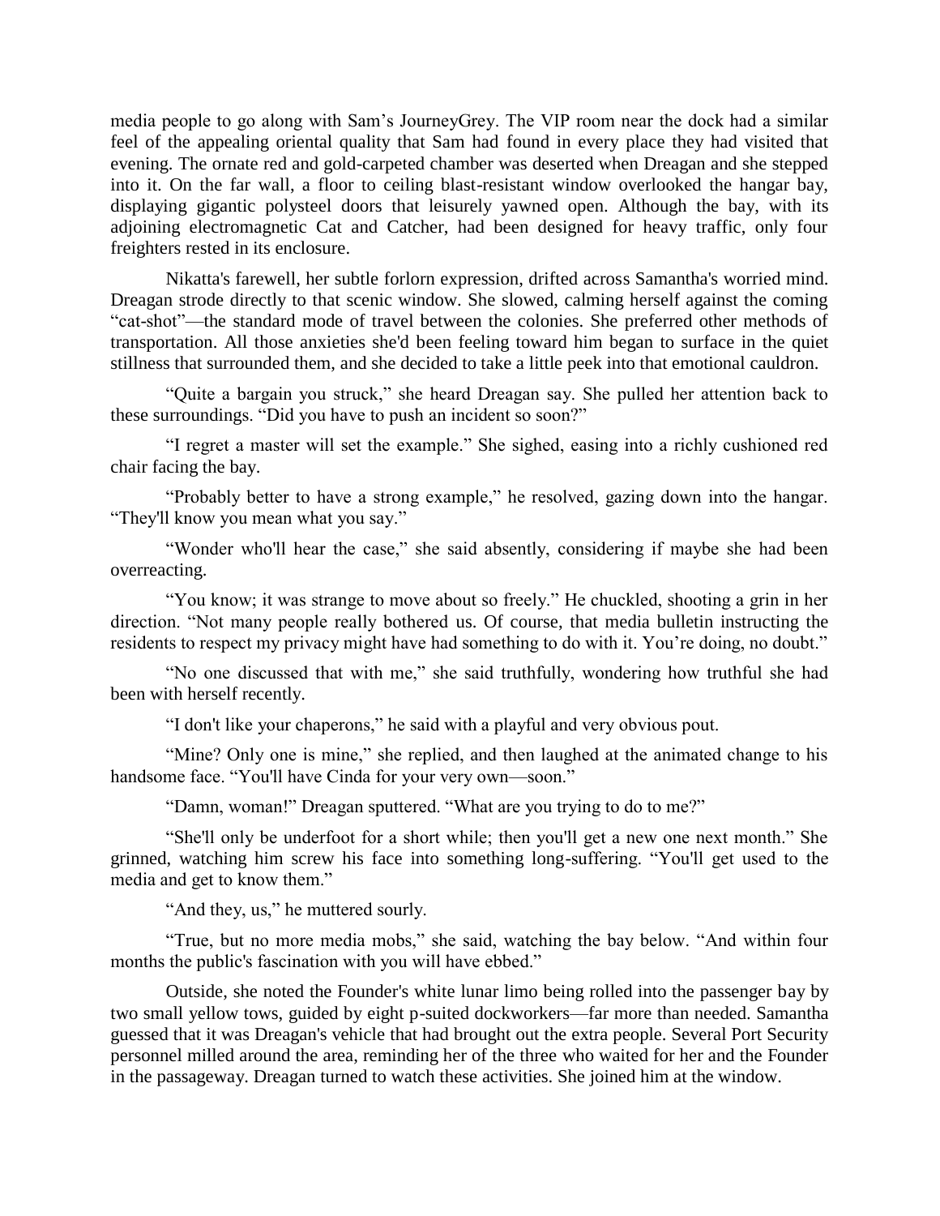media people to go along with Sam's JourneyGrey. The VIP room near the dock had a similar feel of the appealing oriental quality that Sam had found in every place they had visited that evening. The ornate red and gold-carpeted chamber was deserted when Dreagan and she stepped into it. On the far wall, a floor to ceiling blast-resistant window overlooked the hangar bay, displaying gigantic polysteel doors that leisurely yawned open. Although the bay, with its adjoining electromagnetic Cat and Catcher, had been designed for heavy traffic, only four freighters rested in its enclosure.

Nikatta's farewell, her subtle forlorn expression, drifted across Samantha's worried mind. Dreagan strode directly to that scenic window. She slowed, calming herself against the coming "cat-shot"—the standard mode of travel between the colonies. She preferred other methods of transportation. All those anxieties she'd been feeling toward him began to surface in the quiet stillness that surrounded them, and she decided to take a little peek into that emotional cauldron.

"Quite a bargain you struck," she heard Dreagan say. She pulled her attention back to these surroundings. "Did you have to push an incident so soon?"

"I regret a master will set the example." She sighed, easing into a richly cushioned red chair facing the bay.

"Probably better to have a strong example," he resolved, gazing down into the hangar. "They'll know you mean what you say."

"Wonder who'll hear the case," she said absently, considering if maybe she had been overreacting.

"You know; it was strange to move about so freely." He chuckled, shooting a grin in her direction. "Not many people really bothered us. Of course, that media bulletin instructing the residents to respect my privacy might have had something to do with it. You're doing, no doubt."

"No one discussed that with me," she said truthfully, wondering how truthful she had been with herself recently.

"I don't like your chaperons," he said with a playful and very obvious pout.

"Mine? Only one is mine," she replied, and then laughed at the animated change to his handsome face. "You'll have Cinda for your very own—soon."

"Damn, woman!" Dreagan sputtered. "What are you trying to do to me?"

"She'll only be underfoot for a short while; then you'll get a new one next month." She grinned, watching him screw his face into something long-suffering. "You'll get used to the media and get to know them."

"And they, us," he muttered sourly.

"True, but no more media mobs," she said, watching the bay below. "And within four months the public's fascination with you will have ebbed."

Outside, she noted the Founder's white lunar limo being rolled into the passenger bay by two small yellow tows, guided by eight p-suited dockworkers—far more than needed. Samantha guessed that it was Dreagan's vehicle that had brought out the extra people. Several Port Security personnel milled around the area, reminding her of the three who waited for her and the Founder in the passageway. Dreagan turned to watch these activities. She joined him at the window.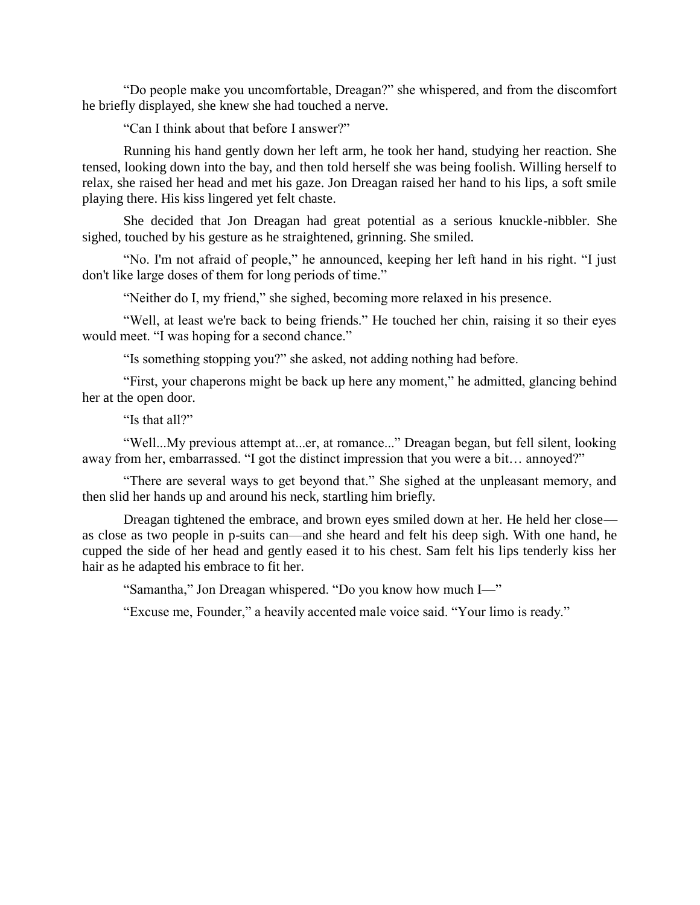"Do people make you uncomfortable, Dreagan?" she whispered, and from the discomfort he briefly displayed, she knew she had touched a nerve.

"Can I think about that before I answer?"

Running his hand gently down her left arm, he took her hand, studying her reaction. She tensed, looking down into the bay, and then told herself she was being foolish. Willing herself to relax, she raised her head and met his gaze. Jon Dreagan raised her hand to his lips, a soft smile playing there. His kiss lingered yet felt chaste.

She decided that Jon Dreagan had great potential as a serious knuckle-nibbler. She sighed, touched by his gesture as he straightened, grinning. She smiled.

"No. I'm not afraid of people," he announced, keeping her left hand in his right. "I just don't like large doses of them for long periods of time."

"Neither do I, my friend," she sighed, becoming more relaxed in his presence.

"Well, at least we're back to being friends." He touched her chin, raising it so their eyes would meet. "I was hoping for a second chance."

"Is something stopping you?" she asked, not adding nothing had before.

"First, your chaperons might be back up here any moment," he admitted, glancing behind her at the open door.

"Is that all?"

"Well...My previous attempt at...er, at romance..." Dreagan began, but fell silent, looking away from her, embarrassed. "I got the distinct impression that you were a bit… annoyed?"

"There are several ways to get beyond that." She sighed at the unpleasant memory, and then slid her hands up and around his neck, startling him briefly.

Dreagan tightened the embrace, and brown eyes smiled down at her. He held her close—as close as two people in p-suits can—and she heard and felt his deep sigh. With one hand, he cupped the side of her head and gently eased it to his chest. Sam felt his lips tenderly kiss her hair as he adapted his embrace to fit her.

"Samantha," Jon Dreagan whispered. "Do you know how much I—"

"Excuse me, Founder," a heavily accented male voice said. "Your limo is ready."